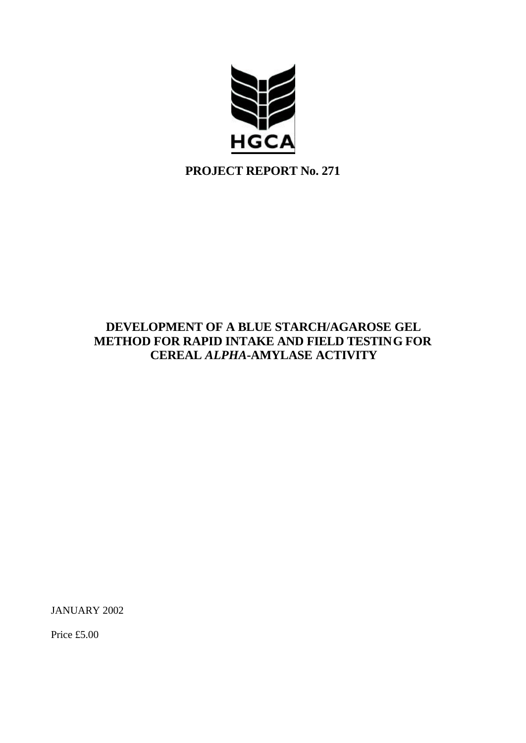HGCA

**PROJECT REPORT No. 271**

# DEVELOPMENT OF A BLUE STARCH/AGAROSE GEL METHOD FOR RAPID INTAKE AND FIELD TESTING FOR CEREAL *ALPHA*-AMYLASE ACTIVITY

JANUARY 2002

Price £5.00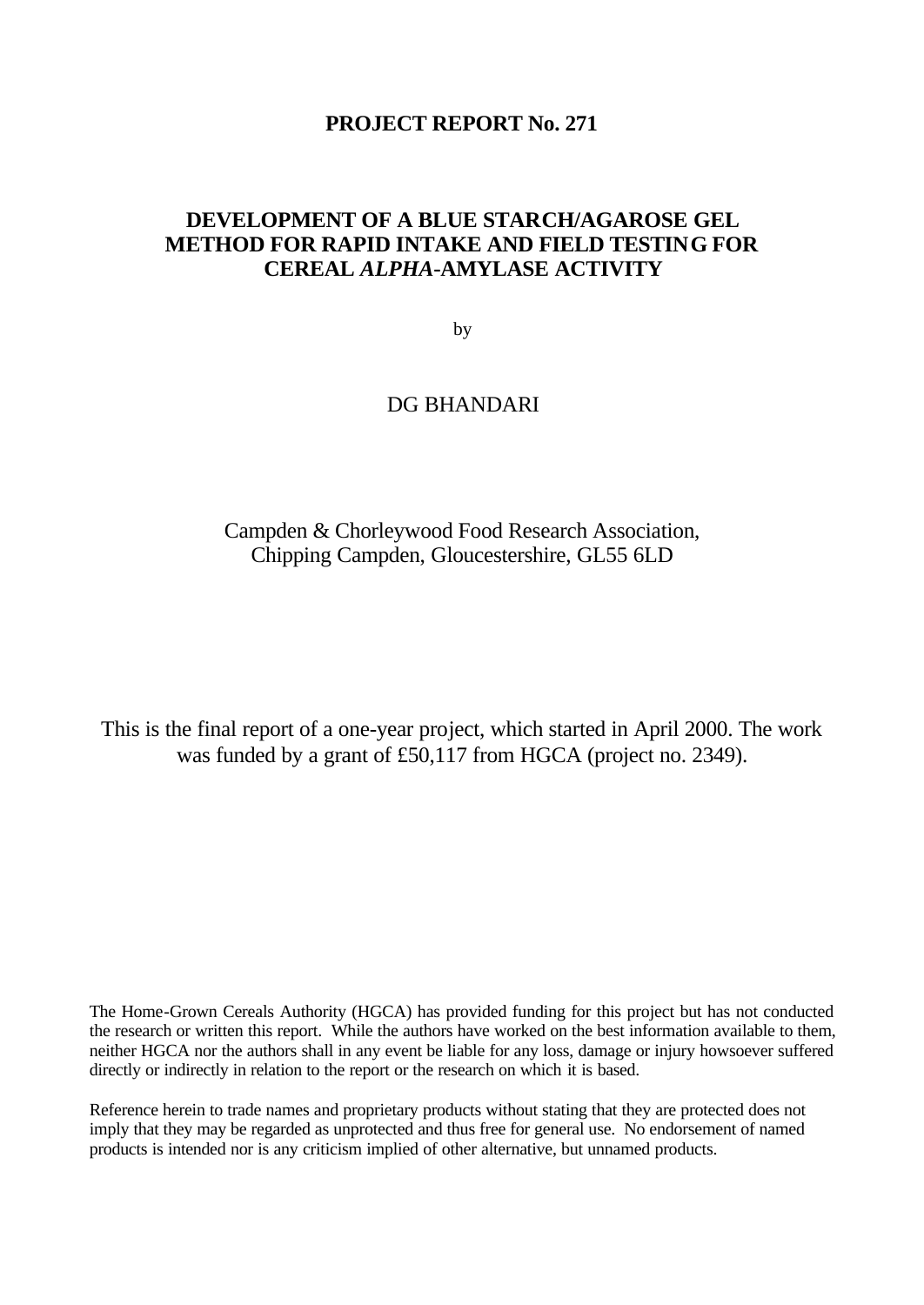**PROJECT REPORT No. 271**

# DEVELOPMENT OF A BLUE STARCH/AGAROSE GEL METHOD FOR RAPID INTAKE AND FIELD TESTING FOR CEREAL *ALPHA*-AMYLASE ACTIVITY

by

DG BHANDARI

Campden & Chorleywood Food Research Association,
Chipping Campden, Gloucestershire, GL55 6LD

This is the final report of a one-year project, which started in April 2000. The work was funded by a grant of £50,117 from HGCA (project no. 2349).

The Home-Grown Cereals Authority (HGCA) has provided funding for this project but has not conducted the research or written this report. While the authors have worked on the best information available to them, neither HGCA nor the authors shall in any event be liable for any loss, damage or injury howsoever suffered directly or indirectly in relation to the report or the research on which it is based.

Reference herein to trade names and proprietary products without stating that they are protected does not imply that they may be regarded as unprotected and thus free for general use. No endorsement of named products is intended nor is any criticism implied of other alternative, but unnamed products.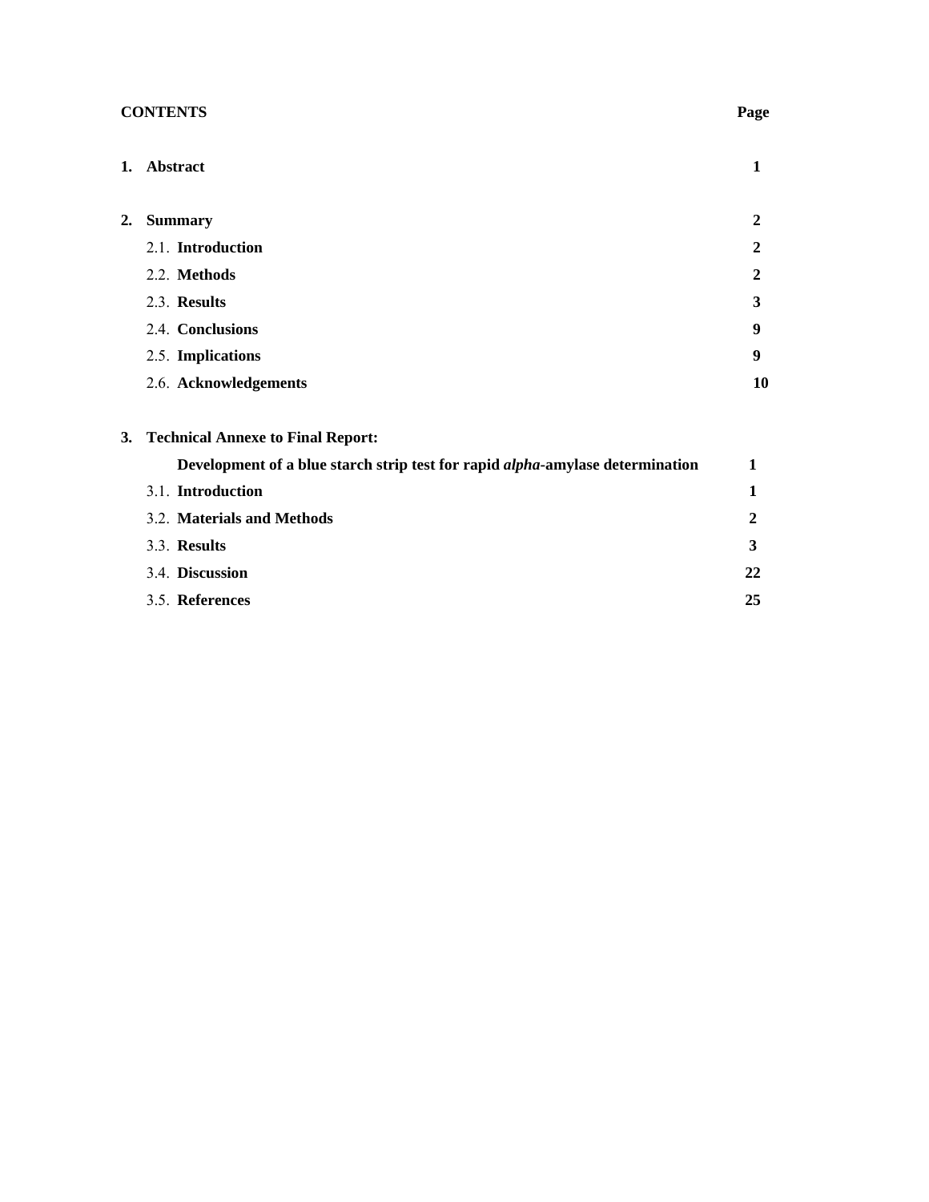**CONTENTS** **Page**

| | | |
|---|---|---|
| **1.** | **Abstract** | **1** |
| **2.** | **Summary** | **2** |
| | 2.1. **Introduction** | **2** |
| | 2.2. **Methods** | **2** |
| | 2.3. **Results** | **3** |
| | 2.4. **Conclusions** | **9** |
| | 2.5. **Implications** | **9** |
| | 2.6. **Acknowledgements** | **10** |
| **3.** | **Technical Annexe to Final Report:** | |
| | **Development of a blue starch strip test for rapid *alpha*-amylase determination** | **1** |
| | 3.1. **Introduction** | **1** |
| | 3.2. **Materials and Methods** | **2** |
| | 3.3. **Results** | **3** |
| | 3.4. **Discussion** | **22** |
| | 3.5. **References** | **25** |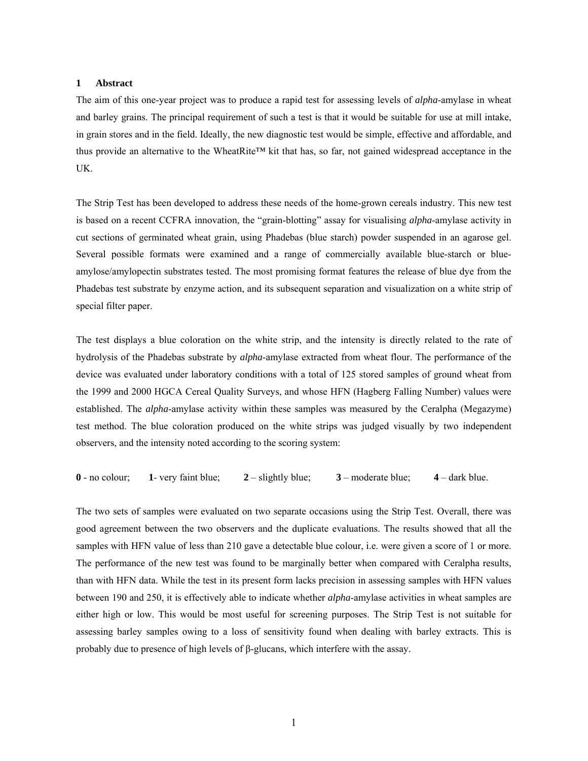## 1 Abstract

The aim of this one-year project was to produce a rapid test for assessing levels of *alpha*-amylase in wheat and barley grains. The principal requirement of such a test is that it would be suitable for use at mill intake, in grain stores and in the field. Ideally, the new diagnostic test would be simple, effective and affordable, and thus provide an alternative to the WheatRite™ kit that has, so far, not gained widespread acceptance in the UK.

The Strip Test has been developed to address these needs of the home-grown cereals industry. This new test is based on a recent CCFRA innovation, the "grain-blotting" assay for visualising *alpha*-amylase activity in cut sections of germinated wheat grain, using Phadebas (blue starch) powder suspended in an agarose gel. Several possible formats were examined and a range of commercially available blue-starch or blue-amylose/amylopectin substrates tested. The most promising format features the release of blue dye from the Phadebas test substrate by enzyme action, and its subsequent separation and visualization on a white strip of special filter paper.

The test displays a blue coloration on the white strip, and the intensity is directly related to the rate of hydrolysis of the Phadebas substrate by *alpha*-amylase extracted from wheat flour. The performance of the device was evaluated under laboratory conditions with a total of 125 stored samples of ground wheat from the 1999 and 2000 HGCA Cereal Quality Surveys, and whose HFN (Hagberg Falling Number) values were established. The *alpha*-amylase activity within these samples was measured by the Ceralpha (Megazyme) test method. The blue coloration produced on the white strips was judged visually by two independent observers, and the intensity noted according to the scoring system:

**0** - no colour; **1**- very faint blue; **2** – slightly blue; **3** – moderate blue; **4** – dark blue.

The two sets of samples were evaluated on two separate occasions using the Strip Test. Overall, there was good agreement between the two observers and the duplicate evaluations. The results showed that all the samples with HFN value of less than 210 gave a detectable blue colour, i.e. were given a score of 1 or more. The performance of the new test was found to be marginally better when compared with Ceralpha results, than with HFN data. While the test in its present form lacks precision in assessing samples with HFN values between 190 and 250, it is effectively able to indicate whether *alpha*-amylase activities in wheat samples are either high or low. This would be most useful for screening purposes. The Strip Test is not suitable for assessing barley samples owing to a loss of sensitivity found when dealing with barley extracts. This is probably due to presence of high levels of $\beta$-glucans, which interfere with the assay.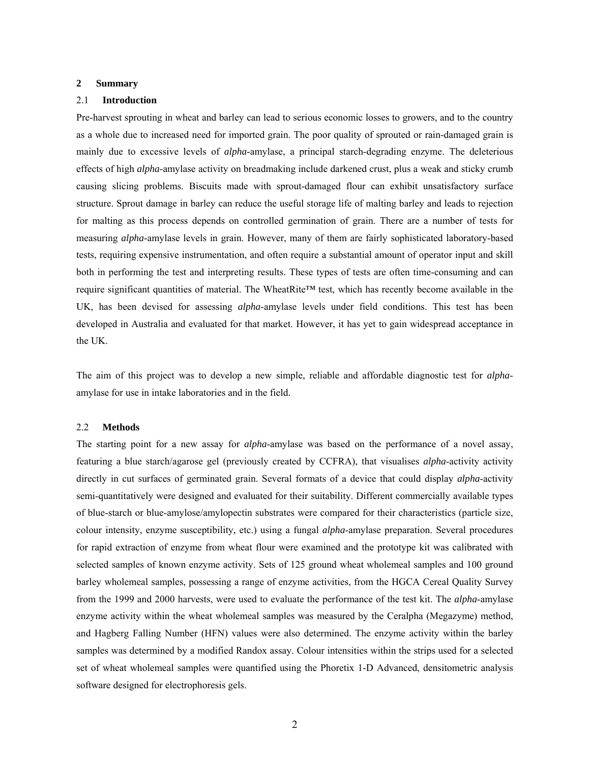## 2 Summary

### 2.1 Introduction

Pre-harvest sprouting in wheat and barley can lead to serious economic losses to growers, and to the country as a whole due to increased need for imported grain. The poor quality of sprouted or rain-damaged grain is mainly due to excessive levels of *alpha*-amylase, a principal starch-degrading enzyme. The deleterious effects of high *alpha*-amylase activity on breadmaking include darkened crust, plus a weak and sticky crumb causing slicing problems. Biscuits made with sprout-damaged flour can exhibit unsatisfactory surface structure. Sprout damage in barley can reduce the useful storage life of malting barley and leads to rejection for malting as this process depends on controlled germination of grain. There are a number of tests for measuring *alpha*-amylase levels in grain. However, many of them are fairly sophisticated laboratory-based tests, requiring expensive instrumentation, and often require a substantial amount of operator input and skill both in performing the test and interpreting results. These types of tests are often time-consuming and can require significant quantities of material. The WheatRite™ test, which has recently become available in the UK, has been devised for assessing *alpha*-amylase levels under field conditions. This test has been developed in Australia and evaluated for that market. However, it has yet to gain widespread acceptance in the UK.

The aim of this project was to develop a new simple, reliable and affordable diagnostic test for *alpha*-amylase for use in intake laboratories and in the field.

### 2.2 Methods

The starting point for a new assay for *alpha*-amylase was based on the performance of a novel assay, featuring a blue starch/agarose gel (previously created by CCFRA), that visualises *alpha*-activity activity directly in cut surfaces of germinated grain. Several formats of a device that could display *alpha*-activity semi-quantitatively were designed and evaluated for their suitability. Different commercially available types of blue-starch or blue-amylose/amylopectin substrates were compared for their characteristics (particle size, colour intensity, enzyme susceptibility, etc.) using a fungal *alpha*-amylase preparation. Several procedures for rapid extraction of enzyme from wheat flour were examined and the prototype kit was calibrated with selected samples of known enzyme activity. Sets of 125 ground wheat wholemeal samples and 100 ground barley wholemeal samples, possessing a range of enzyme activities, from the HGCA Cereal Quality Survey from the 1999 and 2000 harvests, were used to evaluate the performance of the test kit. The *alpha*-amylase enzyme activity within the wheat wholemeal samples was measured by the Ceralpha (Megazyme) method, and Hagberg Falling Number (HFN) values were also determined. The enzyme activity within the barley samples was determined by a modified Randox assay. Colour intensities within the strips used for a selected set of wheat wholemeal samples were quantified using the Phoretix 1-D Advanced, densitometric analysis software designed for electrophoresis gels.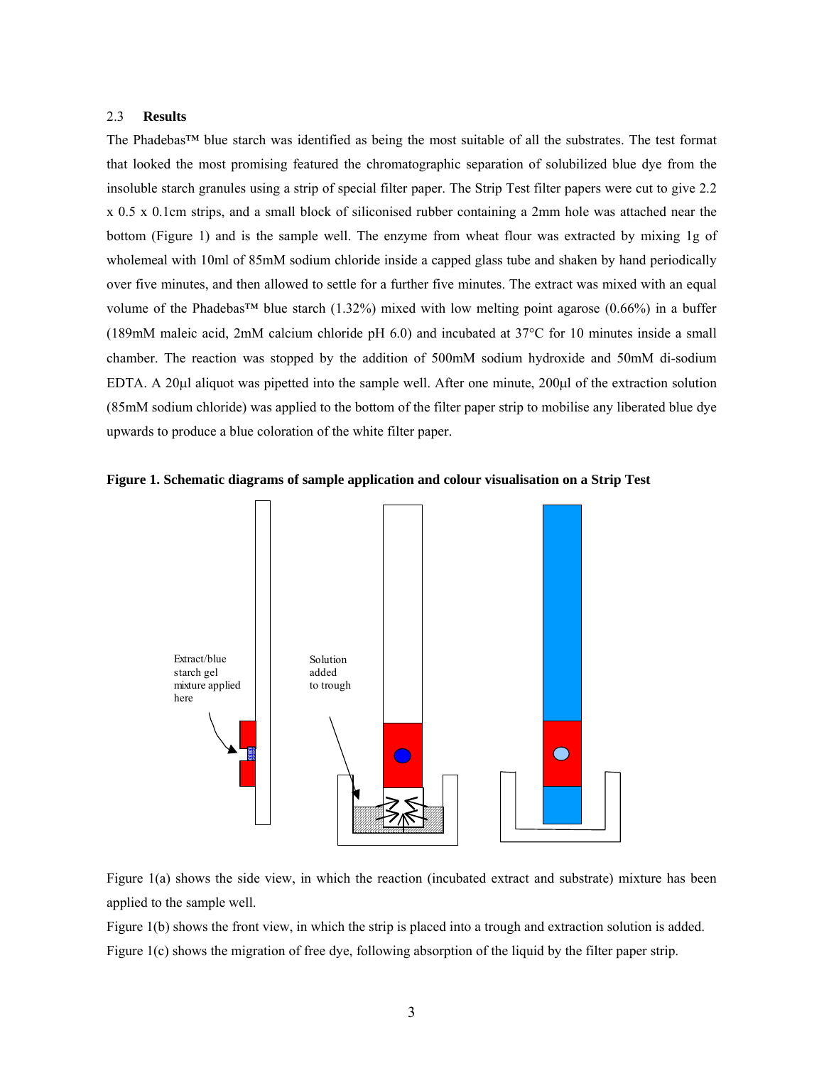## 2.3 Results

The Phadebas™ blue starch was identified as being the most suitable of all the substrates. The test format that looked the most promising featured the chromatographic separation of solubilized blue dye from the insoluble starch granules using a strip of special filter paper. The Strip Test filter papers were cut to give 2.2 x 0.5 x 0.1cm strips, and a small block of siliconised rubber containing a 2mm hole was attached near the bottom (Figure 1) and is the sample well. The enzyme from wheat flour was extracted by mixing 1g of wholemeal with 10ml of 85mM sodium chloride inside a capped glass tube and shaken by hand periodically over five minutes, and then allowed to settle for a further five minutes. The extract was mixed with an equal volume of the Phadebas™ blue starch (1.32%) mixed with low melting point agarose (0.66%) in a buffer (189mM maleic acid, 2mM calcium chloride pH 6.0) and incubated at 37°C for 10 minutes inside a small chamber. The reaction was stopped by the addition of 500mM sodium hydroxide and 50mM di-sodium EDTA. A 20μl aliquot was pipetted into the sample well. After one minute, 200μl of the extraction solution (85mM sodium chloride) was applied to the bottom of the filter paper strip to mobilise any liberated blue dye upwards to produce a blue coloration of the white filter paper.

**Figure 1. Schematic diagrams of sample application and colour visualisation on a Strip Test**

Extract/blue starch gel mixture applied here

Solution added to trough

Figure 1(a) shows the side view, in which the reaction (incubated extract and substrate) mixture has been applied to the sample well.

Figure 1(b) shows the front view, in which the strip is placed into a trough and extraction solution is added.

Figure 1(c) shows the migration of free dye, following absorption of the liquid by the filter paper strip.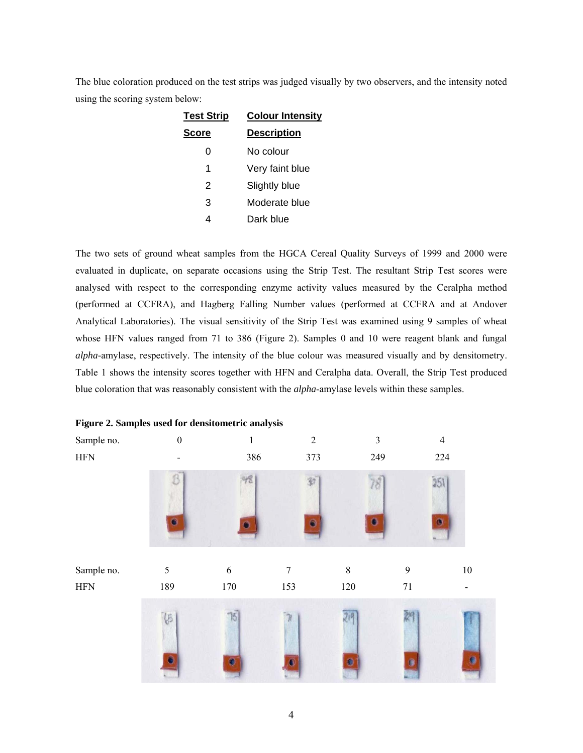The blue coloration produced on the test strips was judged visually by two observers, and the intensity noted using the scoring system below:

| **Test Strip Score** | **Colour Intensity Description** |
|---|---|
| 0 | No colour |
| 1 | Very faint blue |
| 2 | Slightly blue |
| 3 | Moderate blue |
| 4 | Dark blue |

The two sets of ground wheat samples from the HGCA Cereal Quality Surveys of 1999 and 2000 were evaluated in duplicate, on separate occasions using the Strip Test. The resultant Strip Test scores were analysed with respect to the corresponding enzyme activity values measured by the Ceralpha method (performed at CCFRA), and Hagberg Falling Number values (performed at CCFRA and at Andover Analytical Laboratories). The visual sensitivity of the Strip Test was examined using 9 samples of wheat whose HFN values ranged from 71 to 386 (Figure 2). Samples 0 and 10 were reagent blank and fungal *alpha*-amylase, respectively. The intensity of the blue colour was measured visually and by densitometry. Table 1 shows the intensity scores together with HFN and Ceralpha data. Overall, the Strip Test produced blue coloration that was reasonably consistent with the *alpha*-amylase levels within these samples.

**Figure 2. Samples used for densitometric analysis**

| Sample no. | 0 | 1 | 2 | 3 | 4 |
|---|---|---|---|---|---|
| HFN | - | 386 | 373 | 249 | 224 |

| Sample no. | 5 | 6 | 7 | 8 | 9 | 10 |
|---|---|---|---|---|---|---|
| HFN | 189 | 170 | 153 | 120 | 71 | - |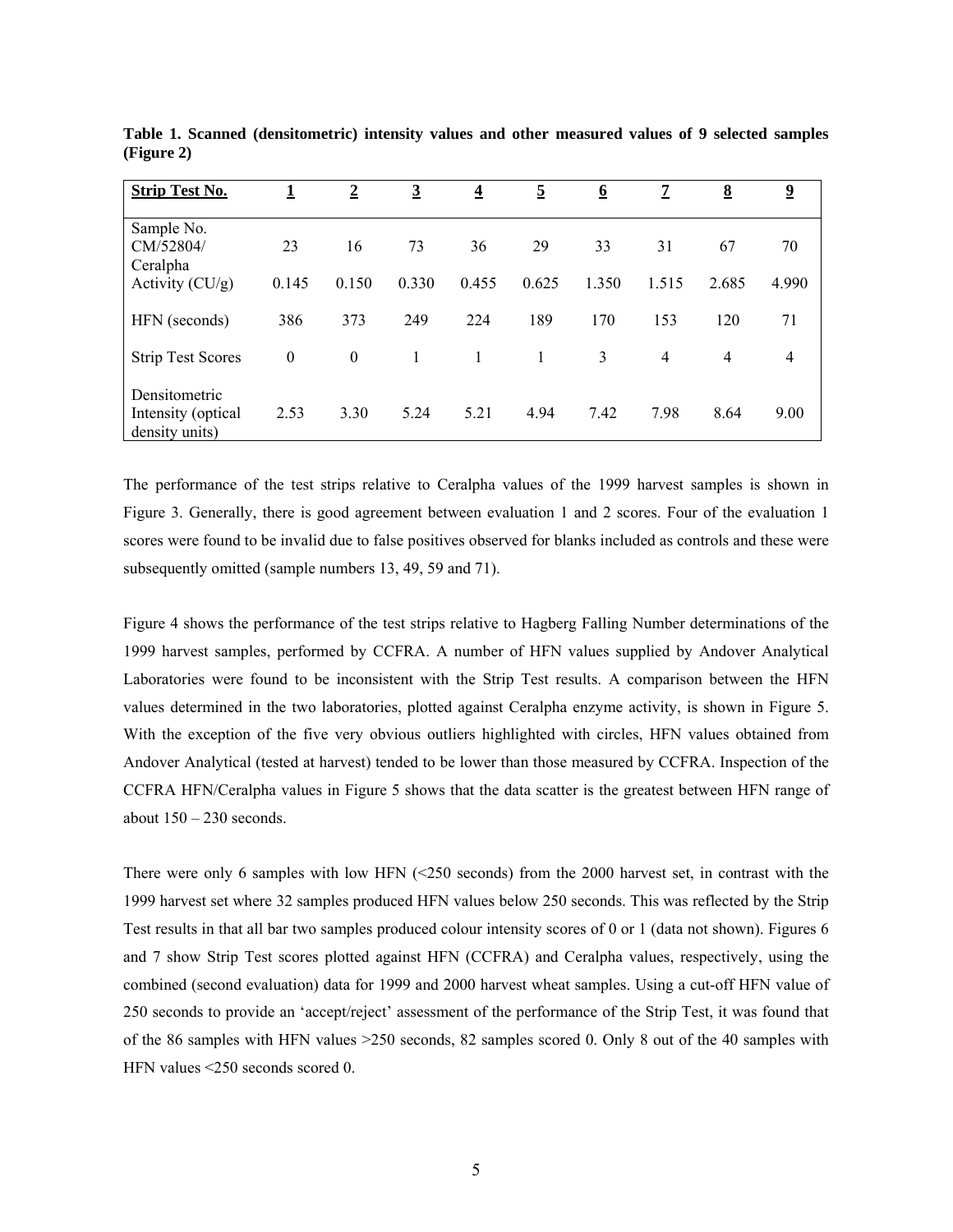**Table 1. Scanned (densitometric) intensity values and other measured values of 9 selected samples (Figure 2)**

| **Strip Test No.** | **1** | **2** | **3** | **4** | **5** | **6** | **7** | **8** | **9** |
|---|---|---|---|---|---|---|---|---|---|
| Sample No. CM/52804/ | 23 | 16 | 73 | 36 | 29 | 33 | 31 | 67 | 70 |
| Ceralpha Activity (CU/g) | 0.145 | 0.150 | 0.330 | 0.455 | 0.625 | 1.350 | 1.515 | 2.685 | 4.990 |
| HFN (seconds) | 386 | 373 | 249 | 224 | 189 | 170 | 153 | 120 | 71 |
| Strip Test Scores | 0 | 0 | 1 | 1 | 1 | 3 | 4 | 4 | 4 |
| Densitometric Intensity (optical density units) | 2.53 | 3.30 | 5.24 | 5.21 | 4.94 | 7.42 | 7.98 | 8.64 | 9.00 |

The performance of the test strips relative to Ceralpha values of the 1999 harvest samples is shown in Figure 3. Generally, there is good agreement between evaluation 1 and 2 scores. Four of the evaluation 1 scores were found to be invalid due to false positives observed for blanks included as controls and these were subsequently omitted (sample numbers 13, 49, 59 and 71).

Figure 4 shows the performance of the test strips relative to Hagberg Falling Number determinations of the 1999 harvest samples, performed by CCFRA. A number of HFN values supplied by Andover Analytical Laboratories were found to be inconsistent with the Strip Test results. A comparison between the HFN values determined in the two laboratories, plotted against Ceralpha enzyme activity, is shown in Figure 5. With the exception of the five very obvious outliers highlighted with circles, HFN values obtained from Andover Analytical (tested at harvest) tended to be lower than those measured by CCFRA. Inspection of the CCFRA HFN/Ceralpha values in Figure 5 shows that the data scatter is the greatest between HFN range of about 150 – 230 seconds.

There were only 6 samples with low HFN (<250 seconds) from the 2000 harvest set, in contrast with the 1999 harvest set where 32 samples produced HFN values below 250 seconds. This was reflected by the Strip Test results in that all bar two samples produced colour intensity scores of 0 or 1 (data not shown). Figures 6 and 7 show Strip Test scores plotted against HFN (CCFRA) and Ceralpha values, respectively, using the combined (second evaluation) data for 1999 and 2000 harvest wheat samples. Using a cut-off HFN value of 250 seconds to provide an 'accept/reject' assessment of the performance of the Strip Test, it was found that of the 86 samples with HFN values >250 seconds, 82 samples scored 0. Only 8 out of the 40 samples with HFN values <250 seconds scored 0.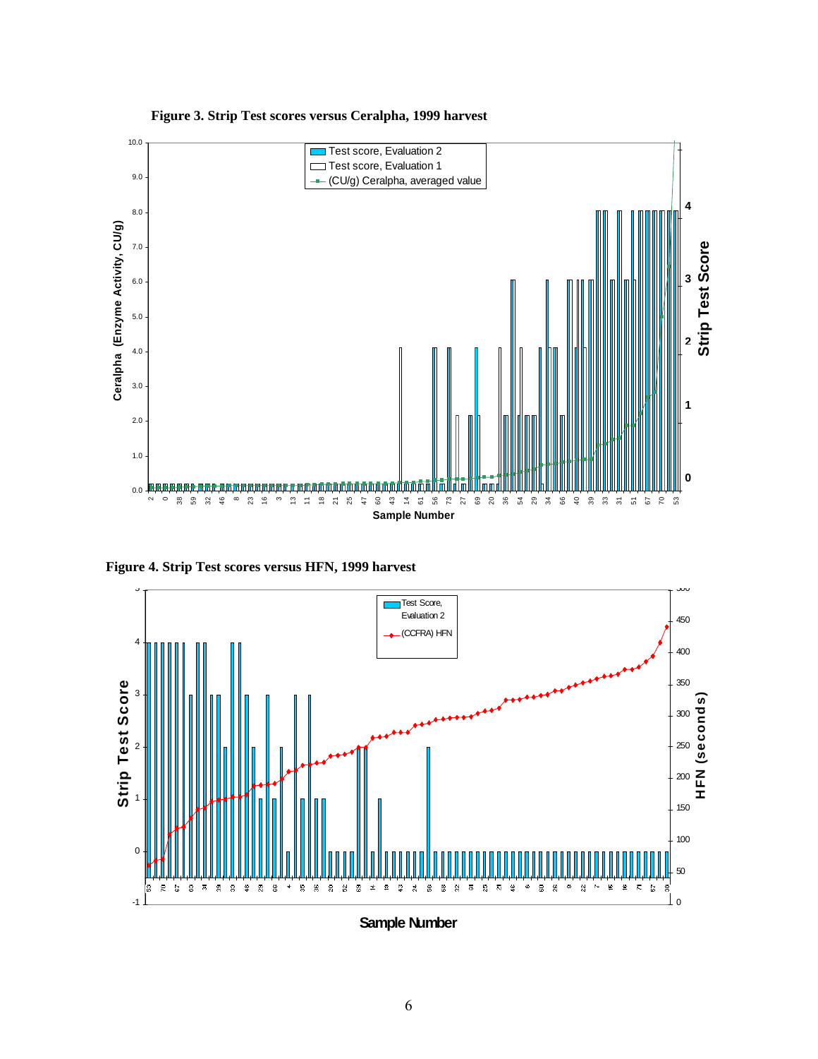**Figure 3. Strip Test scores versus Ceralpha, 1999 harvest**

Test score, Evaluation 2
Test score, Evaluation 1
(CU/g) Ceralpha, averaged value

Ceralpha (Enzyme Activity, CU/g)

10.0
9.0
8.0
7.0
6.0
5.0
4.0
3.0
2.0
1.0
0.0

Strip Test Score

4
3
2
1
0

2 0 38 59 32 46 8 23 16 3 13 11 18 21 25 47 60 43 14 61 56 73 27 69 20 36 54 29 34 66 40 39 33 31 51 67 70 53

Sample Number

**Figure 4. Strip Test scores versus HFN, 1999 harvest**

Test Score, Evaluation 2
(CCFRA) HFN

Strip Test Score

5
4
3
2
1
0
-1

HFN (seconds)

500
450
400
350
300
250
200
150
100
50
0

Sample Number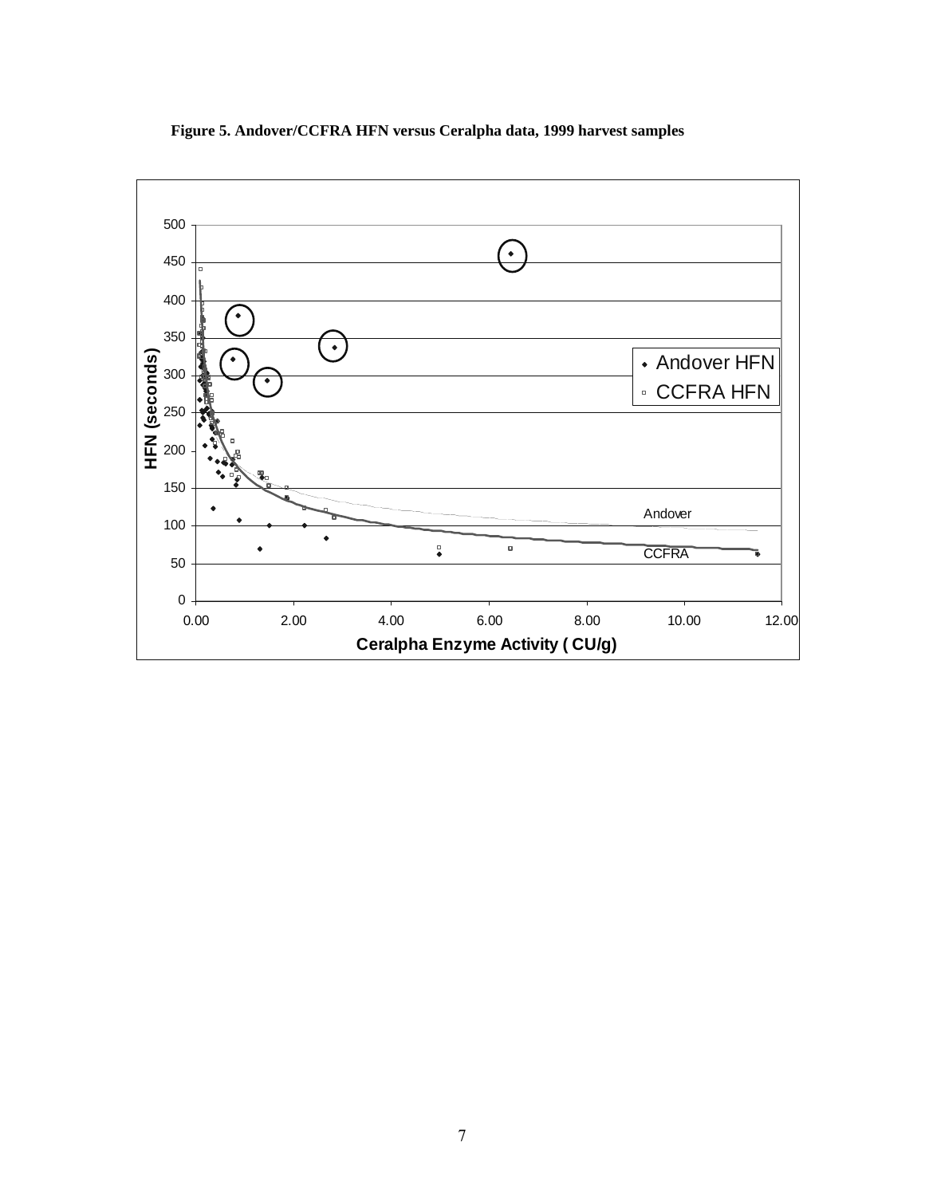**Figure 5. Andover/CCFRA HFN versus Ceralpha data, 1999 harvest samples**

HFN (seconds)

500
450
400
350
300
250
200
150
100
50
0

0.00
2.00
4.00
6.00
8.00
10.00
12.00

Ceralpha Enzyme Activity ( CU/g)

Andover HFN
CCFRA HFN

Andover
CCFRA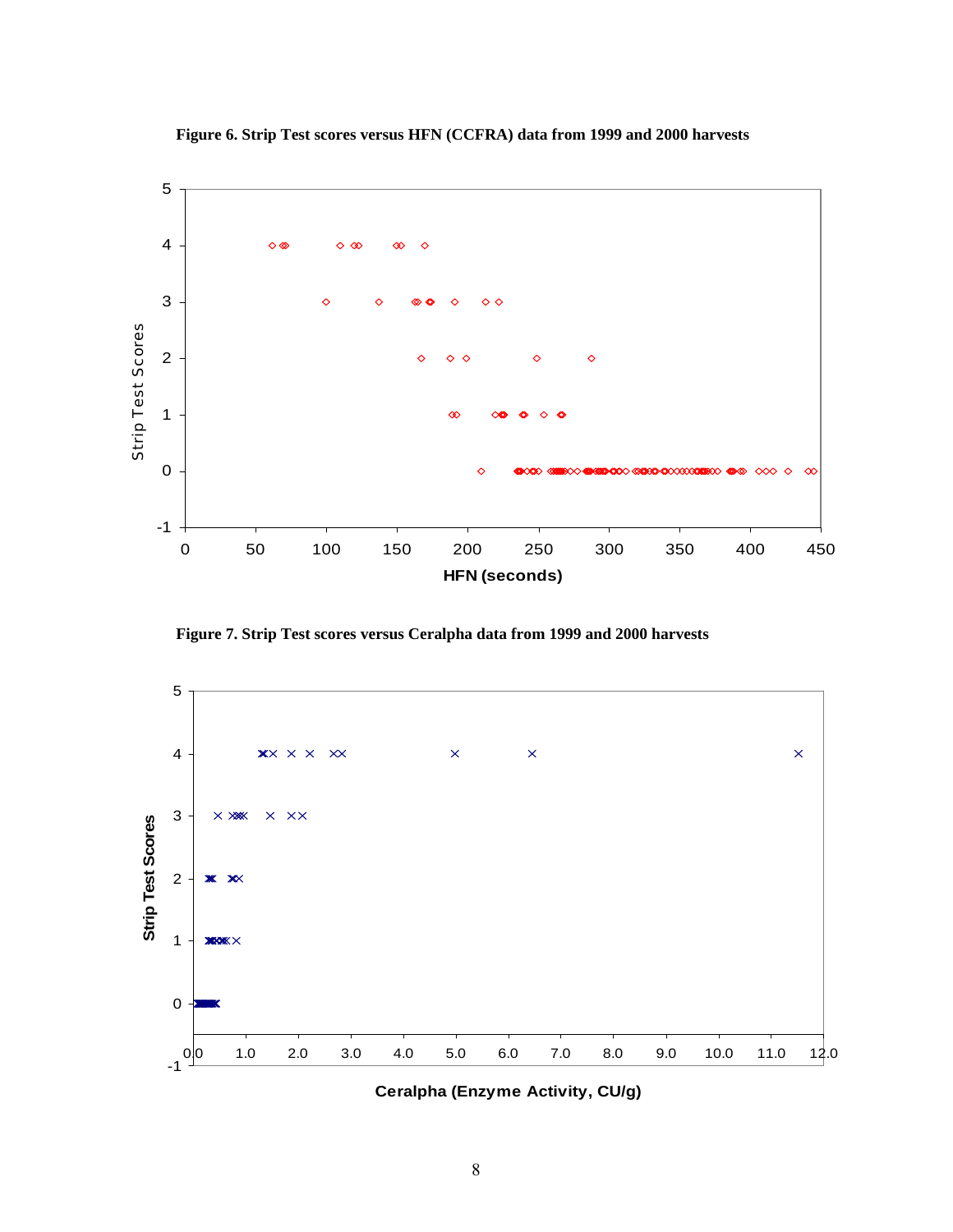**Figure 6. Strip Test scores versus HFN (CCFRA) data from 1999 and 2000 harvests**

Strip Test Scores

5
4
3
2
1
0
-1

0 50 100 150 200 250 300 350 400 450

HFN (seconds)

**Figure 7. Strip Test scores versus Ceralpha data from 1999 and 2000 harvests**

Strip Test Scores

5
4
3
2
1
0
-1

0.0 1.0 2.0 3.0 4.0 5.0 6.0 7.0 8.0 9.0 10.0 11.0 12.0

Ceralpha (Enzyme Activity, CU/g)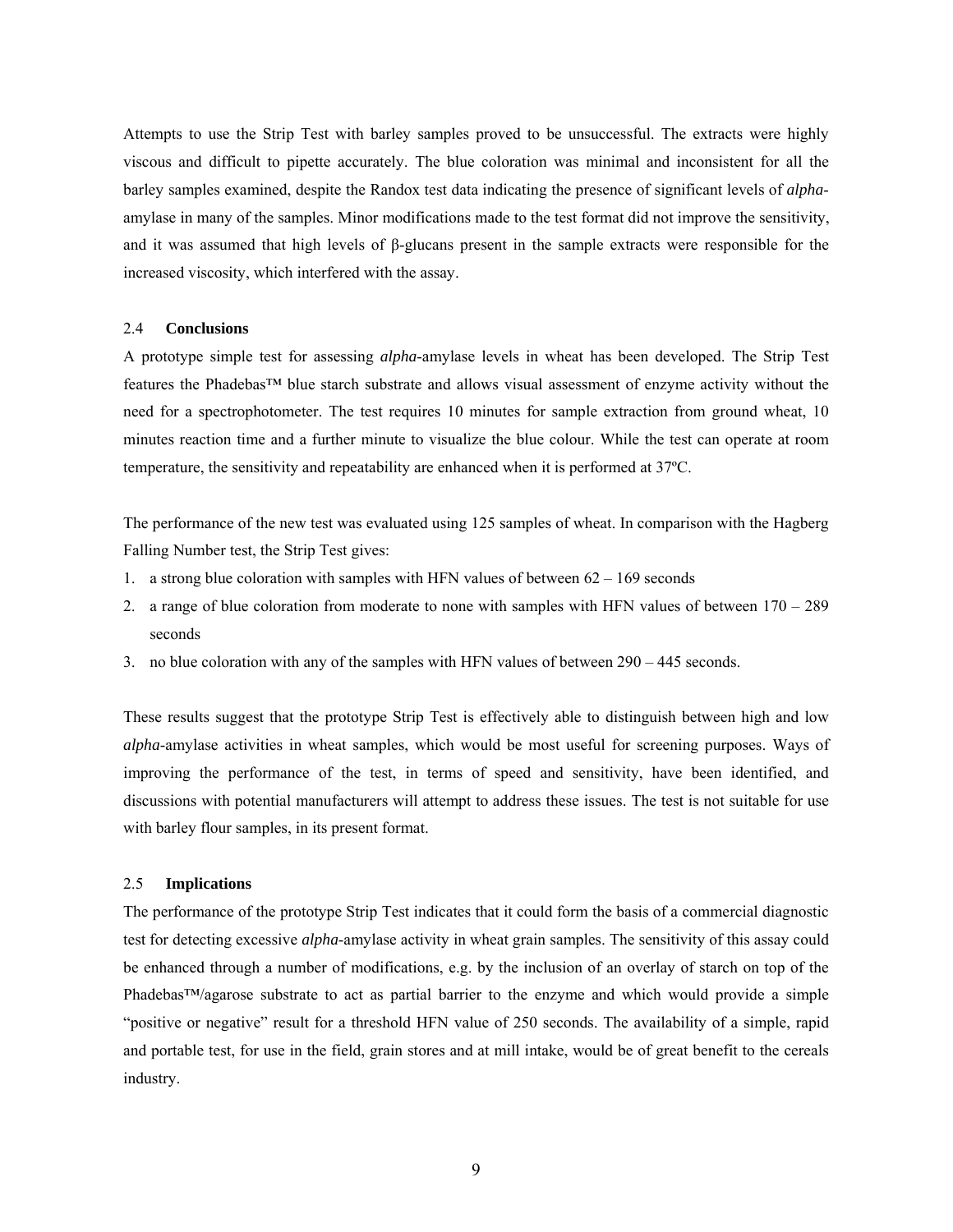Attempts to use the Strip Test with barley samples proved to be unsuccessful. The extracts were highly viscous and difficult to pipette accurately. The blue coloration was minimal and inconsistent for all the barley samples examined, despite the Randox test data indicating the presence of significant levels of *alpha*-amylase in many of the samples. Minor modifications made to the test format did not improve the sensitivity, and it was assumed that high levels of β-glucans present in the sample extracts were responsible for the increased viscosity, which interfered with the assay.

### 2.4 **Conclusions**

A prototype simple test for assessing *alpha*-amylase levels in wheat has been developed. The Strip Test features the Phadebas™ blue starch substrate and allows visual assessment of enzyme activity without the need for a spectrophotometer. The test requires 10 minutes for sample extraction from ground wheat, 10 minutes reaction time and a further minute to visualize the blue colour. While the test can operate at room temperature, the sensitivity and repeatability are enhanced when it is performed at 37ºC.

The performance of the new test was evaluated using 125 samples of wheat. In comparison with the Hagberg Falling Number test, the Strip Test gives:

1. a strong blue coloration with samples with HFN values of between 62 – 169 seconds
2. a range of blue coloration from moderate to none with samples with HFN values of between 170 – 289 seconds
3. no blue coloration with any of the samples with HFN values of between 290 – 445 seconds.

These results suggest that the prototype Strip Test is effectively able to distinguish between high and low *alpha*-amylase activities in wheat samples, which would be most useful for screening purposes. Ways of improving the performance of the test, in terms of speed and sensitivity, have been identified, and discussions with potential manufacturers will attempt to address these issues. The test is not suitable for use with barley flour samples, in its present format.

### 2.5 **Implications**

The performance of the prototype Strip Test indicates that it could form the basis of a commercial diagnostic test for detecting excessive *alpha*-amylase activity in wheat grain samples. The sensitivity of this assay could be enhanced through a number of modifications, e.g. by the inclusion of an overlay of starch on top of the Phadebas™/agarose substrate to act as partial barrier to the enzyme and which would provide a simple "positive or negative" result for a threshold HFN value of 250 seconds. The availability of a simple, rapid and portable test, for use in the field, grain stores and at mill intake, would be of great benefit to the cereals industry.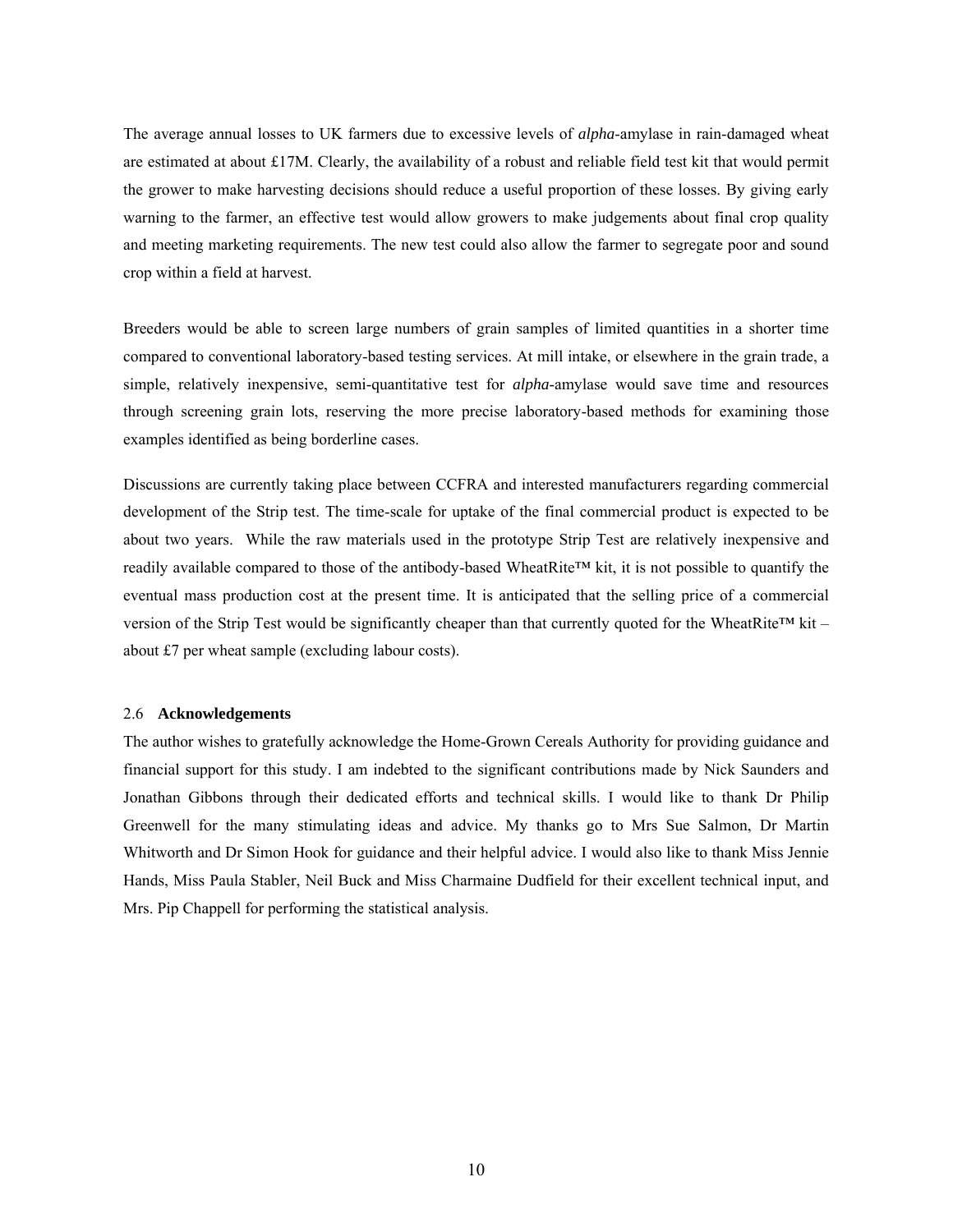The average annual losses to UK farmers due to excessive levels of *alpha*-amylase in rain-damaged wheat are estimated at about £17M. Clearly, the availability of a robust and reliable field test kit that would permit the grower to make harvesting decisions should reduce a useful proportion of these losses. By giving early warning to the farmer, an effective test would allow growers to make judgements about final crop quality and meeting marketing requirements. The new test could also allow the farmer to segregate poor and sound crop within a field at harvest.

Breeders would be able to screen large numbers of grain samples of limited quantities in a shorter time compared to conventional laboratory-based testing services. At mill intake, or elsewhere in the grain trade, a simple, relatively inexpensive, semi-quantitative test for *alpha*-amylase would save time and resources through screening grain lots, reserving the more precise laboratory-based methods for examining those examples identified as being borderline cases.

Discussions are currently taking place between CCFRA and interested manufacturers regarding commercial development of the Strip test. The time-scale for uptake of the final commercial product is expected to be about two years. While the raw materials used in the prototype Strip Test are relatively inexpensive and readily available compared to those of the antibody-based WheatRite™ kit, it is not possible to quantify the eventual mass production cost at the present time. It is anticipated that the selling price of a commercial version of the Strip Test would be significantly cheaper than that currently quoted for the WheatRite™ kit – about £7 per wheat sample (excluding labour costs).

### 2.6 **Acknowledgements**

The author wishes to gratefully acknowledge the Home-Grown Cereals Authority for providing guidance and financial support for this study. I am indebted to the significant contributions made by Nick Saunders and Jonathan Gibbons through their dedicated efforts and technical skills. I would like to thank Dr Philip Greenwell for the many stimulating ideas and advice. My thanks go to Mrs Sue Salmon, Dr Martin Whitworth and Dr Simon Hook for guidance and their helpful advice. I would also like to thank Miss Jennie Hands, Miss Paula Stabler, Neil Buck and Miss Charmaine Dudfield for their excellent technical input, and Mrs. Pip Chappell for performing the statistical analysis.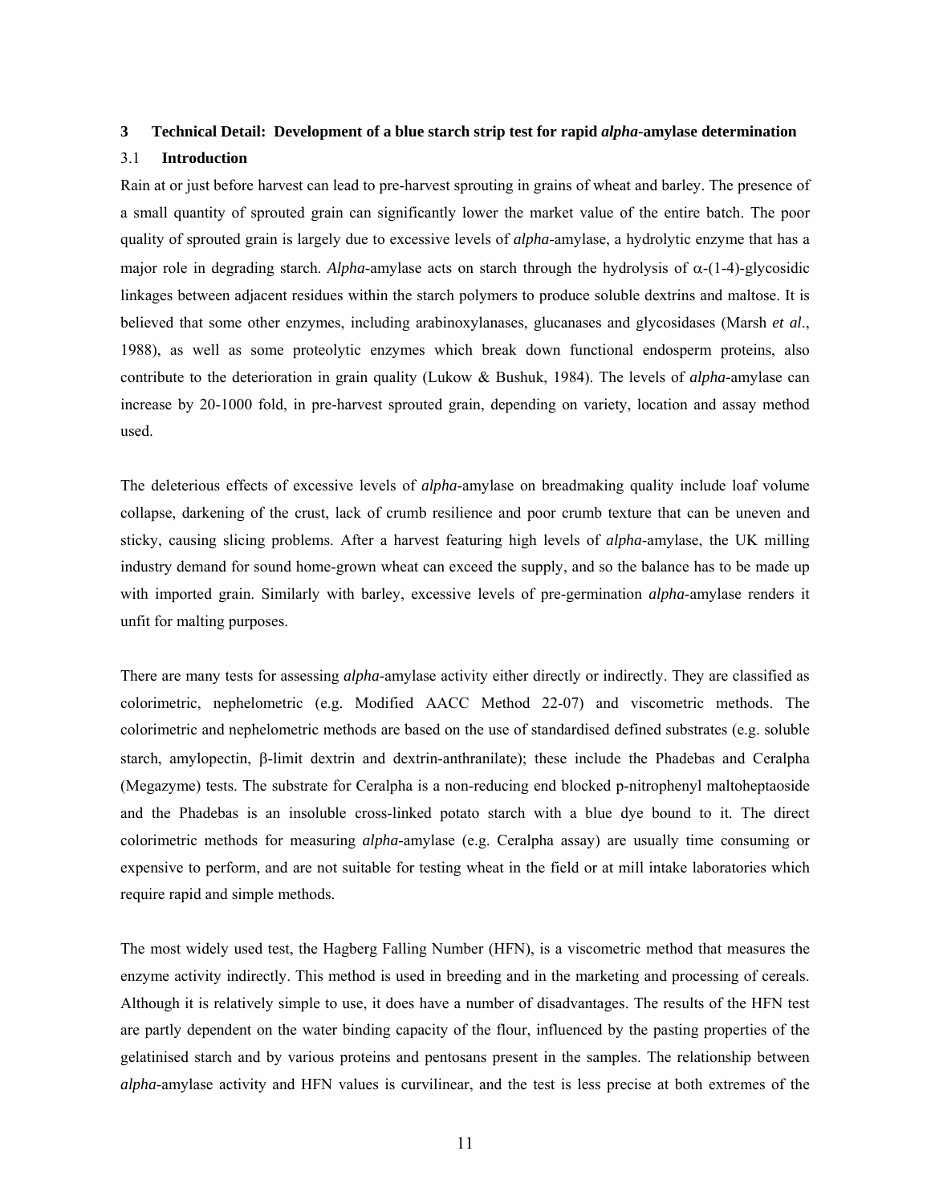## 3 Technical Detail: Development of a blue starch strip test for rapid *alpha*-amylase determination

### 3.1 Introduction

Rain at or just before harvest can lead to pre-harvest sprouting in grains of wheat and barley. The presence of a small quantity of sprouted grain can significantly lower the market value of the entire batch. The poor quality of sprouted grain is largely due to excessive levels of *alpha*-amylase, a hydrolytic enzyme that has a major role in degrading starch. *Alpha*-amylase acts on starch through the hydrolysis of $\alpha$-(1-4)-glycosidic linkages between adjacent residues within the starch polymers to produce soluble dextrins and maltose. It is believed that some other enzymes, including arabinoxylanases, glucanases and glycosidases (Marsh *et al*., 1988), as well as some proteolytic enzymes which break down functional endosperm proteins, also contribute to the deterioration in grain quality (Lukow & Bushuk, 1984). The levels of *alpha*-amylase can increase by 20-1000 fold, in pre-harvest sprouted grain, depending on variety, location and assay method used.

The deleterious effects of excessive levels of *alpha*-amylase on breadmaking quality include loaf volume collapse, darkening of the crust, lack of crumb resilience and poor crumb texture that can be uneven and sticky, causing slicing problems. After a harvest featuring high levels of *alpha*-amylase, the UK milling industry demand for sound home-grown wheat can exceed the supply, and so the balance has to be made up with imported grain. Similarly with barley, excessive levels of pre-germination *alpha*-amylase renders it unfit for malting purposes.

There are many tests for assessing *alpha*-amylase activity either directly or indirectly. They are classified as colorimetric, nephelometric (e.g. Modified AACC Method 22-07) and viscometric methods. The colorimetric and nephelometric methods are based on the use of standardised defined substrates (e.g. soluble starch, amylopectin, $\beta$-limit dextrin and dextrin-anthranilate); these include the Phadebas and Ceralpha (Megazyme) tests. The substrate for Ceralpha is a non-reducing end blocked p-nitrophenyl maltoheptaoside and the Phadebas is an insoluble cross-linked potato starch with a blue dye bound to it. The direct colorimetric methods for measuring *alpha*-amylase (e.g. Ceralpha assay) are usually time consuming or expensive to perform, and are not suitable for testing wheat in the field or at mill intake laboratories which require rapid and simple methods.

The most widely used test, the Hagberg Falling Number (HFN), is a viscometric method that measures the enzyme activity indirectly. This method is used in breeding and in the marketing and processing of cereals. Although it is relatively simple to use, it does have a number of disadvantages. The results of the HFN test are partly dependent on the water binding capacity of the flour, influenced by the pasting properties of the gelatinised starch and by various proteins and pentosans present in the samples. The relationship between *alpha*-amylase activity and HFN values is curvilinear, and the test is less precise at both extremes of the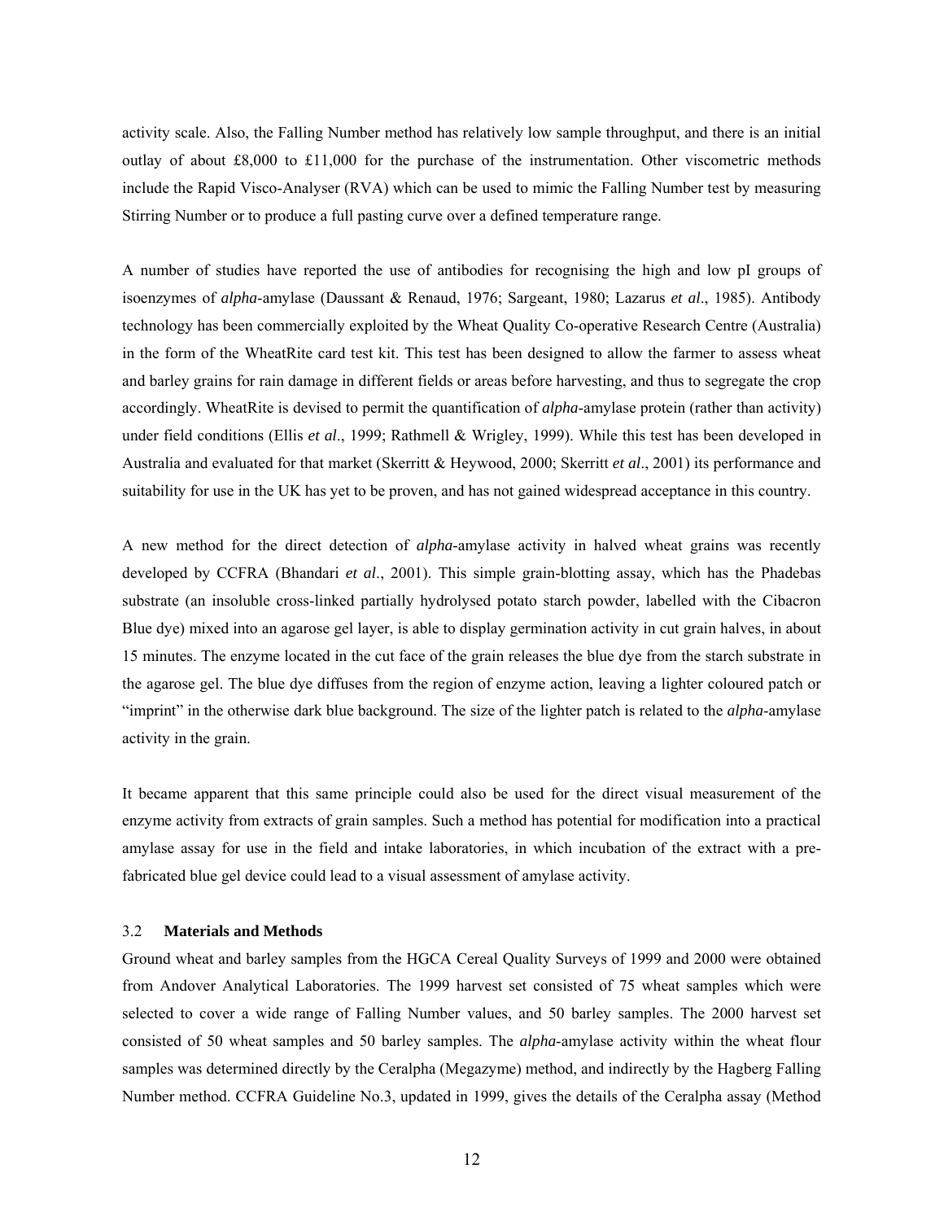activity scale. Also, the Falling Number method has relatively low sample throughput, and there is an initial outlay of about £8,000 to £11,000 for the purchase of the instrumentation. Other viscometric methods include the Rapid Visco-Analyser (RVA) which can be used to mimic the Falling Number test by measuring Stirring Number or to produce a full pasting curve over a defined temperature range.

A number of studies have reported the use of antibodies for recognising the high and low pI groups of isoenzymes of *alpha*-amylase (Daussant & Renaud, 1976; Sargeant, 1980; Lazarus *et al*., 1985). Antibody technology has been commercially exploited by the Wheat Quality Co-operative Research Centre (Australia) in the form of the WheatRite card test kit. This test has been designed to allow the farmer to assess wheat and barley grains for rain damage in different fields or areas before harvesting, and thus to segregate the crop accordingly. WheatRite is devised to permit the quantification of *alpha*-amylase protein (rather than activity) under field conditions (Ellis *et al*., 1999; Rathmell & Wrigley, 1999). While this test has been developed in Australia and evaluated for that market (Skerritt & Heywood, 2000; Skerritt *et al*., 2001) its performance and suitability for use in the UK has yet to be proven, and has not gained widespread acceptance in this country.

A new method for the direct detection of *alpha*-amylase activity in halved wheat grains was recently developed by CCFRA (Bhandari *et al*., 2001). This simple grain-blotting assay, which has the Phadebas substrate (an insoluble cross-linked partially hydrolysed potato starch powder, labelled with the Cibacron Blue dye) mixed into an agarose gel layer, is able to display germination activity in cut grain halves, in about 15 minutes. The enzyme located in the cut face of the grain releases the blue dye from the starch substrate in the agarose gel. The blue dye diffuses from the region of enzyme action, leaving a lighter coloured patch or "imprint" in the otherwise dark blue background. The size of the lighter patch is related to the *alpha*-amylase activity in the grain.

It became apparent that this same principle could also be used for the direct visual measurement of the enzyme activity from extracts of grain samples. Such a method has potential for modification into a practical amylase assay for use in the field and intake laboratories, in which incubation of the extract with a pre-fabricated blue gel device could lead to a visual assessment of amylase activity.

### 3.2 Materials and Methods

Ground wheat and barley samples from the HGCA Cereal Quality Surveys of 1999 and 2000 were obtained from Andover Analytical Laboratories. The 1999 harvest set consisted of 75 wheat samples which were selected to cover a wide range of Falling Number values, and 50 barley samples. The 2000 harvest set consisted of 50 wheat samples and 50 barley samples. The *alpha*-amylase activity within the wheat flour samples was determined directly by the Ceralpha (Megazyme) method, and indirectly by the Hagberg Falling Number method. CCFRA Guideline No.3, updated in 1999, gives the details of the Ceralpha assay (Method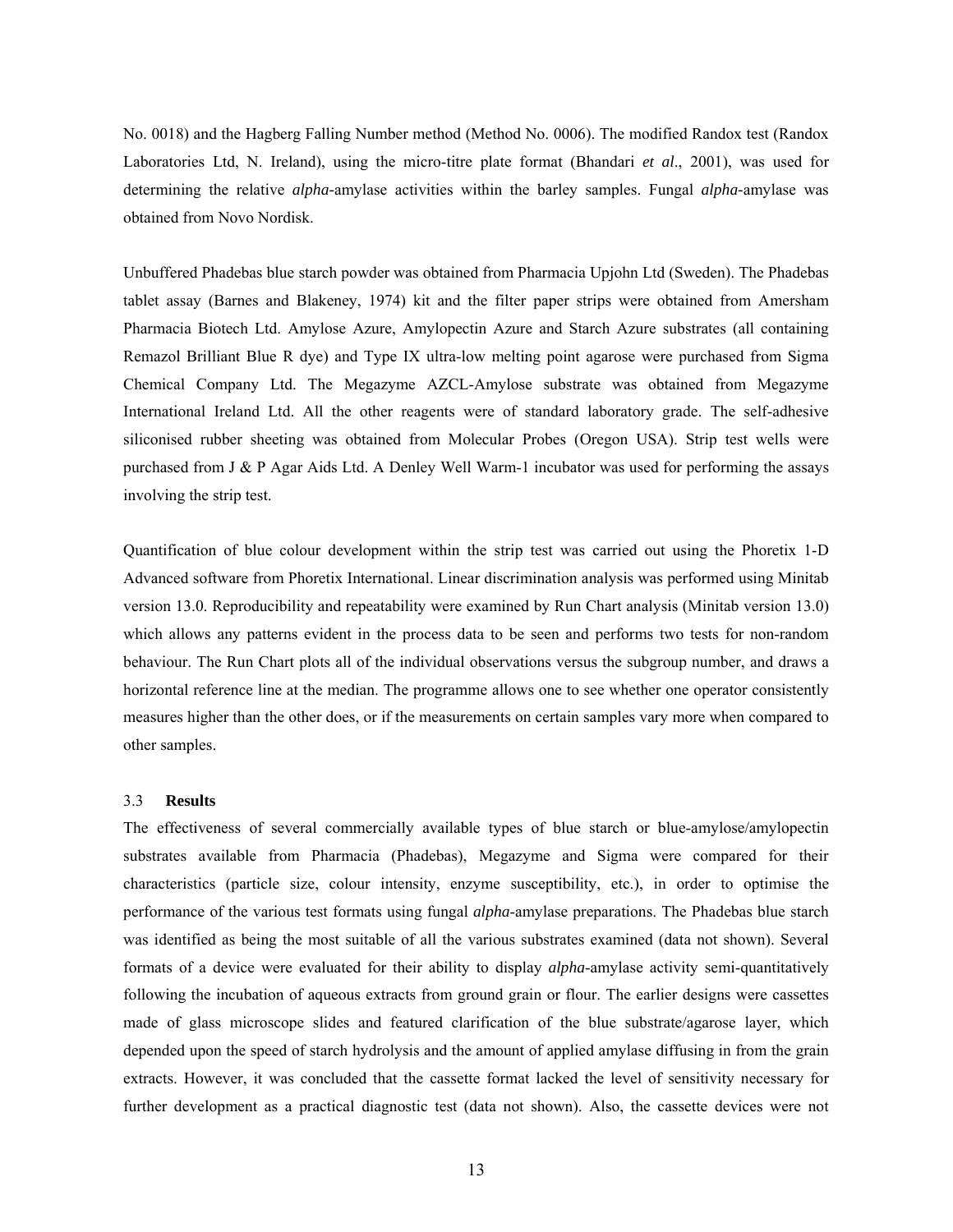No. 0018) and the Hagberg Falling Number method (Method No. 0006). The modified Randox test (Randox Laboratories Ltd, N. Ireland), using the micro-titre plate format (Bhandari *et al*., 2001), was used for determining the relative *alpha*-amylase activities within the barley samples. Fungal *alpha*-amylase was obtained from Novo Nordisk.

Unbuffered Phadebas blue starch powder was obtained from Pharmacia Upjohn Ltd (Sweden). The Phadebas tablet assay (Barnes and Blakeney, 1974) kit and the filter paper strips were obtained from Amersham Pharmacia Biotech Ltd. Amylose Azure, Amylopectin Azure and Starch Azure substrates (all containing Remazol Brilliant Blue R dye) and Type IX ultra-low melting point agarose were purchased from Sigma Chemical Company Ltd. The Megazyme AZCL-Amylose substrate was obtained from Megazyme International Ireland Ltd. All the other reagents were of standard laboratory grade. The self-adhesive siliconised rubber sheeting was obtained from Molecular Probes (Oregon USA). Strip test wells were purchased from J & P Agar Aids Ltd. A Denley Well Warm-1 incubator was used for performing the assays involving the strip test.

Quantification of blue colour development within the strip test was carried out using the Phoretix 1-D Advanced software from Phoretix International. Linear discrimination analysis was performed using Minitab version 13.0. Reproducibility and repeatability were examined by Run Chart analysis (Minitab version 13.0) which allows any patterns evident in the process data to be seen and performs two tests for non-random behaviour. The Run Chart plots all of the individual observations versus the subgroup number, and draws a horizontal reference line at the median. The programme allows one to see whether one operator consistently measures higher than the other does, or if the measurements on certain samples vary more when compared to other samples.

### 3.3 **Results**

The effectiveness of several commercially available types of blue starch or blue-amylose/amylopectin substrates available from Pharmacia (Phadebas), Megazyme and Sigma were compared for their characteristics (particle size, colour intensity, enzyme susceptibility, etc.), in order to optimise the performance of the various test formats using fungal *alpha*-amylase preparations. The Phadebas blue starch was identified as being the most suitable of all the various substrates examined (data not shown). Several formats of a device were evaluated for their ability to display *alpha*-amylase activity semi-quantitatively following the incubation of aqueous extracts from ground grain or flour. The earlier designs were cassettes made of glass microscope slides and featured clarification of the blue substrate/agarose layer, which depended upon the speed of starch hydrolysis and the amount of applied amylase diffusing in from the grain extracts. However, it was concluded that the cassette format lacked the level of sensitivity necessary for further development as a practical diagnostic test (data not shown). Also, the cassette devices were not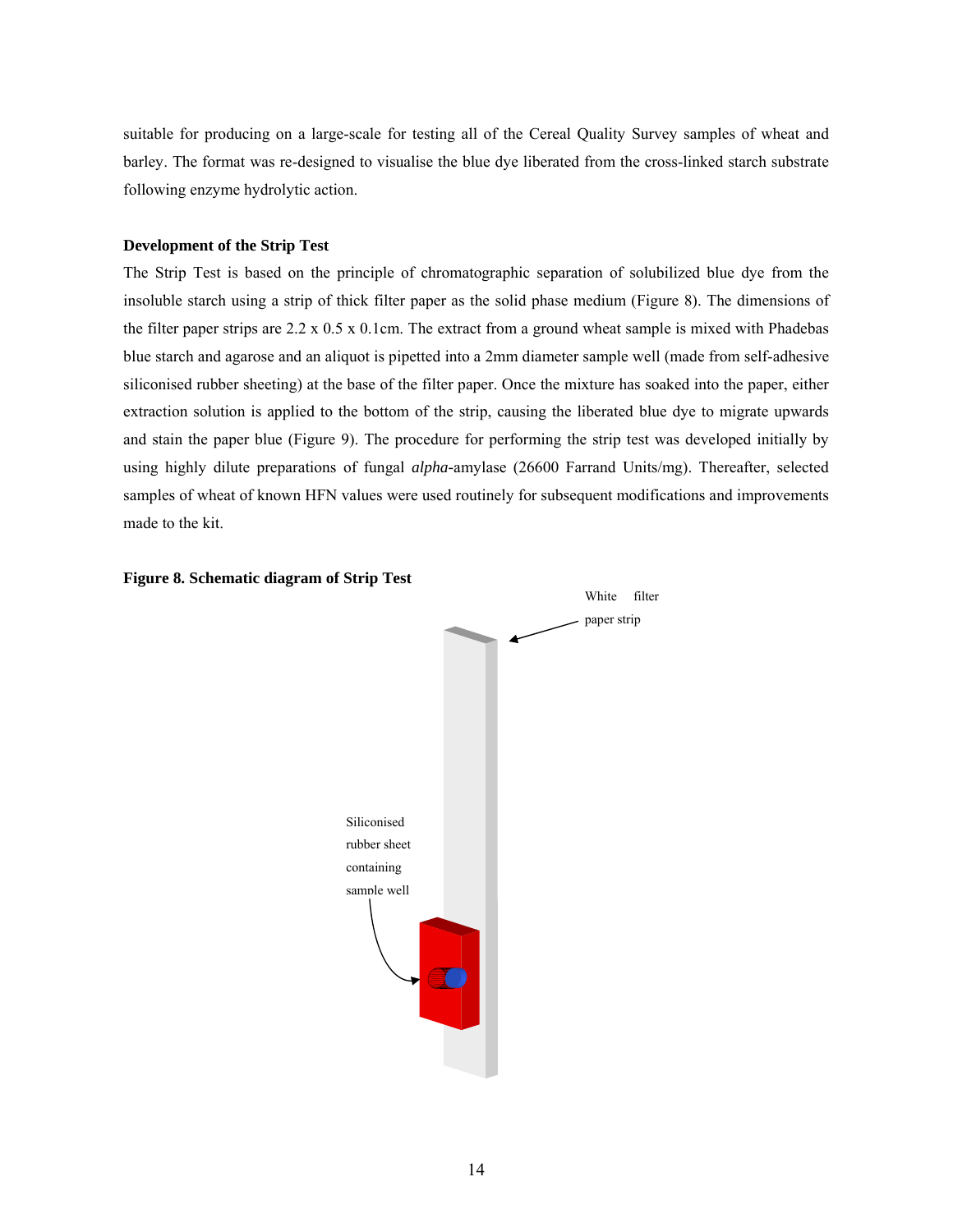suitable for producing on a large-scale for testing all of the Cereal Quality Survey samples of wheat and barley. The format was re-designed to visualise the blue dye liberated from the cross-linked starch substrate following enzyme hydrolytic action.

**Development of the Strip Test**

The Strip Test is based on the principle of chromatographic separation of solubilized blue dye from the insoluble starch using a strip of thick filter paper as the solid phase medium (Figure 8). The dimensions of the filter paper strips are 2.2 x 0.5 x 0.1cm. The extract from a ground wheat sample is mixed with Phadebas blue starch and agarose and an aliquot is pipetted into a 2mm diameter sample well (made from self-adhesive siliconised rubber sheeting) at the base of the filter paper. Once the mixture has soaked into the paper, either extraction solution is applied to the bottom of the strip, causing the liberated blue dye to migrate upwards and stain the paper blue (Figure 9). The procedure for performing the strip test was developed initially by using highly dilute preparations of fungal *alpha*-amylase (26600 Farrand Units/mg). Thereafter, selected samples of wheat of known HFN values were used routinely for subsequent modifications and improvements made to the kit.

**Figure 8. Schematic diagram of Strip Test**

White filter paper strip

Siliconised rubber sheet containing sample well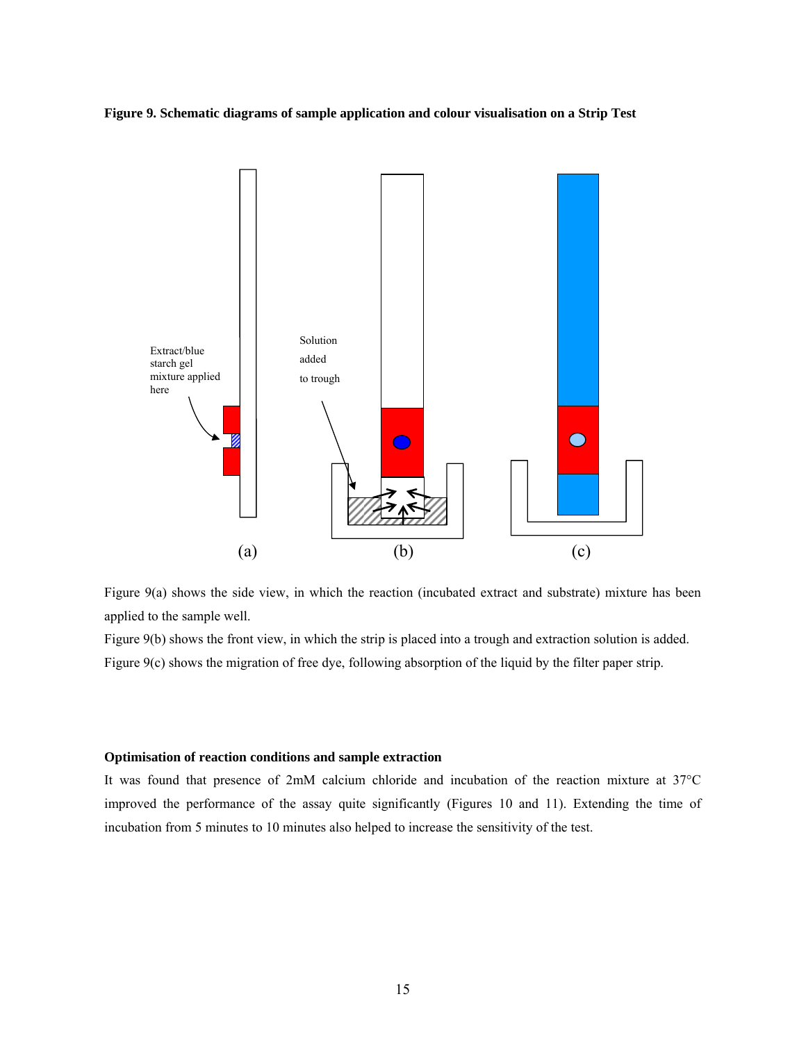**Figure 9. Schematic diagrams of sample application and colour visualisation on a Strip Test**

Extract/blue starch gel mixture applied here

Solution added to trough

(a)

(b)

(c)

Figure 9(a) shows the side view, in which the reaction (incubated extract and substrate) mixture has been applied to the sample well.

Figure 9(b) shows the front view, in which the strip is placed into a trough and extraction solution is added.

Figure 9(c) shows the migration of free dye, following absorption of the liquid by the filter paper strip.

### Optimisation of reaction conditions and sample extraction

It was found that presence of 2mM calcium chloride and incubation of the reaction mixture at 37°C improved the performance of the assay quite significantly (Figures 10 and 11). Extending the time of incubation from 5 minutes to 10 minutes also helped to increase the sensitivity of the test.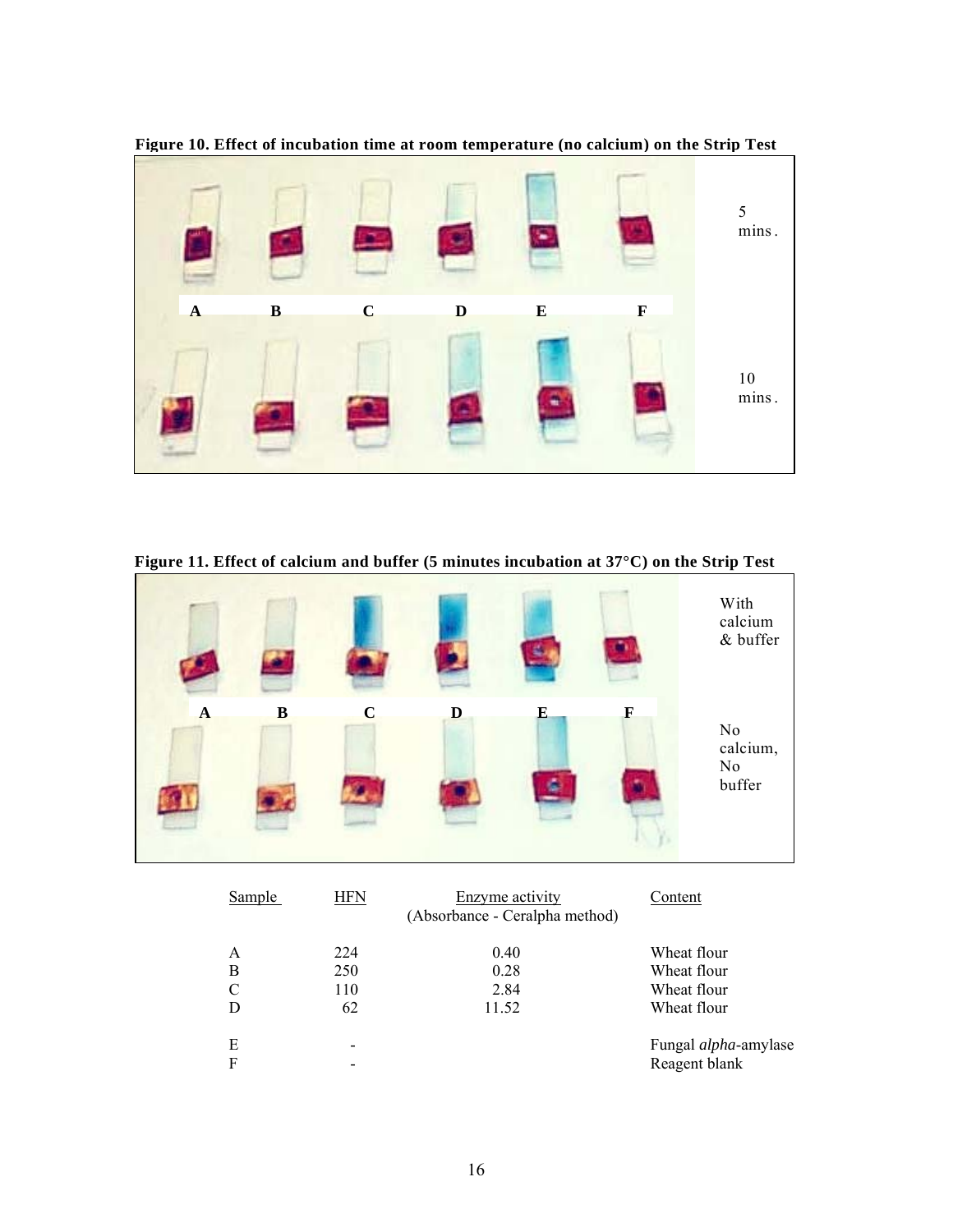**Figure 10. Effect of incubation time at room temperature (no calcium) on the Strip Test**

A B C D E F

5 mins.

10 mins.

**Figure 11. Effect of calcium and buffer (5 minutes incubation at 37°C) on the Strip Test**

A B C D E F

With calcium & buffer

No calcium, No buffer

| Sample | HFN | Enzyme activity (Absorbance - Ceralpha method) | Content |
|---|---|---|---|
| A | 224 | 0.40 | Wheat flour |
| B | 250 | 0.28 | Wheat flour |
| C | 110 | 2.84 | Wheat flour |
| D | 62 | 11.52 | Wheat flour |
| E | - | | Fungal *alpha*-amylase |
| F | - | | Reagent blank |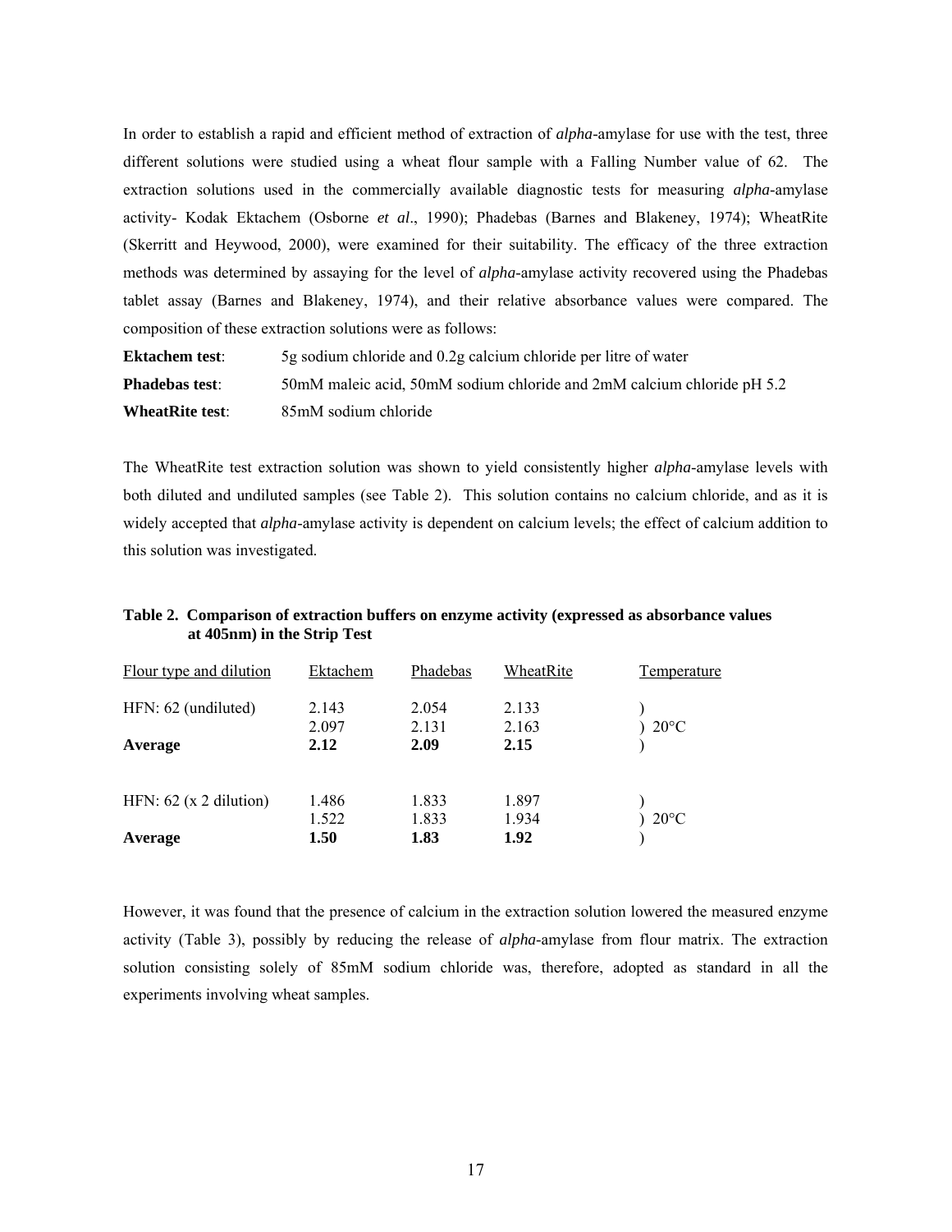In order to establish a rapid and efficient method of extraction of *alpha*-amylase for use with the test, three different solutions were studied using a wheat flour sample with a Falling Number value of 62. The extraction solutions used in the commercially available diagnostic tests for measuring *alpha*-amylase activity- Kodak Ektachem (Osborne *et al*., 1990); Phadebas (Barnes and Blakeney, 1974); WheatRite (Skerritt and Heywood, 2000), were examined for their suitability. The efficacy of the three extraction methods was determined by assaying for the level of *alpha*-amylase activity recovered using the Phadebas tablet assay (Barnes and Blakeney, 1974), and their relative absorbance values were compared. The composition of these extraction solutions were as follows:

**Ektachem test**: 5g sodium chloride and 0.2g calcium chloride per litre of water

**Phadebas test**: 50mM maleic acid, 50mM sodium chloride and 2mM calcium chloride pH 5.2

**WheatRite test**: 85mM sodium chloride

The WheatRite test extraction solution was shown to yield consistently higher *alpha*-amylase levels with both diluted and undiluted samples (see Table 2). This solution contains no calcium chloride, and as it is widely accepted that *alpha*-amylase activity is dependent on calcium levels; the effect of calcium addition to this solution was investigated.

**Table 2. Comparison of extraction buffers on enzyme activity (expressed as absorbance values at 405nm) in the Strip Test**

| Flour type and dilution | Ektachem | Phadebas | WheatRite | Temperature |
|---|---|---|---|---|
| HFN: 62 (undiluted) | 2.143 | 2.054 | 2.133 | |
| | 2.097 | 2.131 | 2.163 | 20°C |
| **Average** | **2.12** | **2.09** | **2.15** | |
| HFN: 62 (x 2 dilution) | 1.486 | 1.833 | 1.897 | |
| | 1.522 | 1.833 | 1.934 | 20°C |
| **Average** | **1.50** | **1.83** | **1.92** | |

However, it was found that the presence of calcium in the extraction solution lowered the measured enzyme activity (Table 3), possibly by reducing the release of *alpha*-amylase from flour matrix. The extraction solution consisting solely of 85mM sodium chloride was, therefore, adopted as standard in all the experiments involving wheat samples.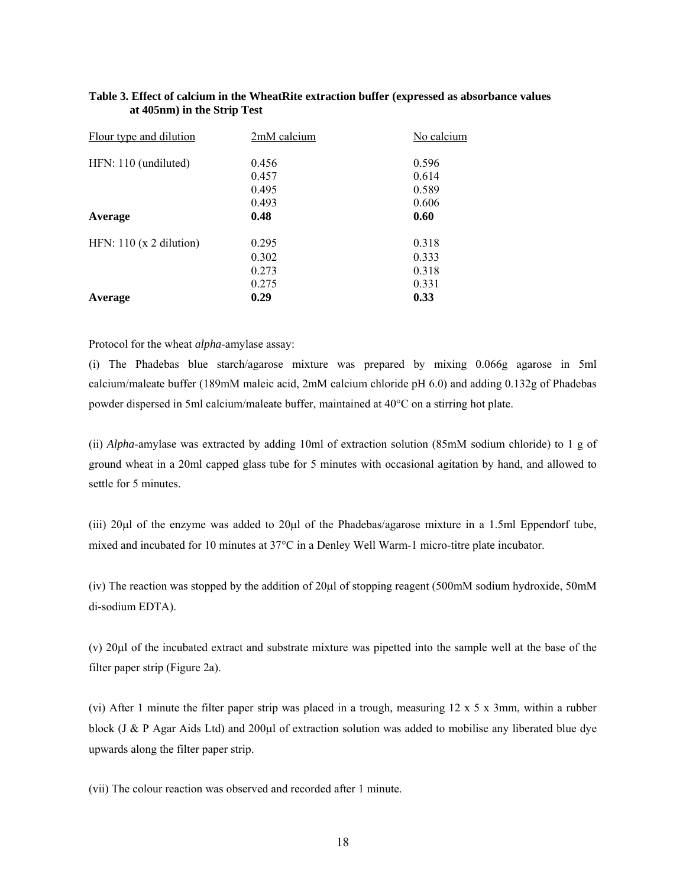**Table 3. Effect of calcium in the WheatRite extraction buffer (expressed as absorbance values at 405nm) in the Strip Test**

| Flour type and dilution | 2mM calcium | No calcium |
|---|---|---|
| HFN: 110 (undiluted) | 0.456 | 0.596 |
| | 0.457 | 0.614 |
| | 0.495 | 0.589 |
| | 0.493 | 0.606 |
| **Average** | **0.48** | **0.60** |
| HFN: 110 (x 2 dilution) | 0.295 | 0.318 |
| | 0.302 | 0.333 |
| | 0.273 | 0.318 |
| | 0.275 | 0.331 |
| **Average** | **0.29** | **0.33** |

Protocol for the wheat *alpha*-amylase assay:

(i) The Phadebas blue starch/agarose mixture was prepared by mixing 0.066g agarose in 5ml calcium/maleate buffer (189mM maleic acid, 2mM calcium chloride pH 6.0) and adding 0.132g of Phadebas powder dispersed in 5ml calcium/maleate buffer, maintained at 40°C on a stirring hot plate.

(ii) *Alpha*-amylase was extracted by adding 10ml of extraction solution (85mM sodium chloride) to 1 g of ground wheat in a 20ml capped glass tube for 5 minutes with occasional agitation by hand, and allowed to settle for 5 minutes.

(iii) 20μl of the enzyme was added to 20μl of the Phadebas/agarose mixture in a 1.5ml Eppendorf tube, mixed and incubated for 10 minutes at 37°C in a Denley Well Warm-1 micro-titre plate incubator.

(iv) The reaction was stopped by the addition of 20μl of stopping reagent (500mM sodium hydroxide, 50mM di-sodium EDTA).

(v) 20μl of the incubated extract and substrate mixture was pipetted into the sample well at the base of the filter paper strip (Figure 2a).

(vi) After 1 minute the filter paper strip was placed in a trough, measuring 12 x 5 x 3mm, within a rubber block (J & P Agar Aids Ltd) and 200μl of extraction solution was added to mobilise any liberated blue dye upwards along the filter paper strip.

(vii) The colour reaction was observed and recorded after 1 minute.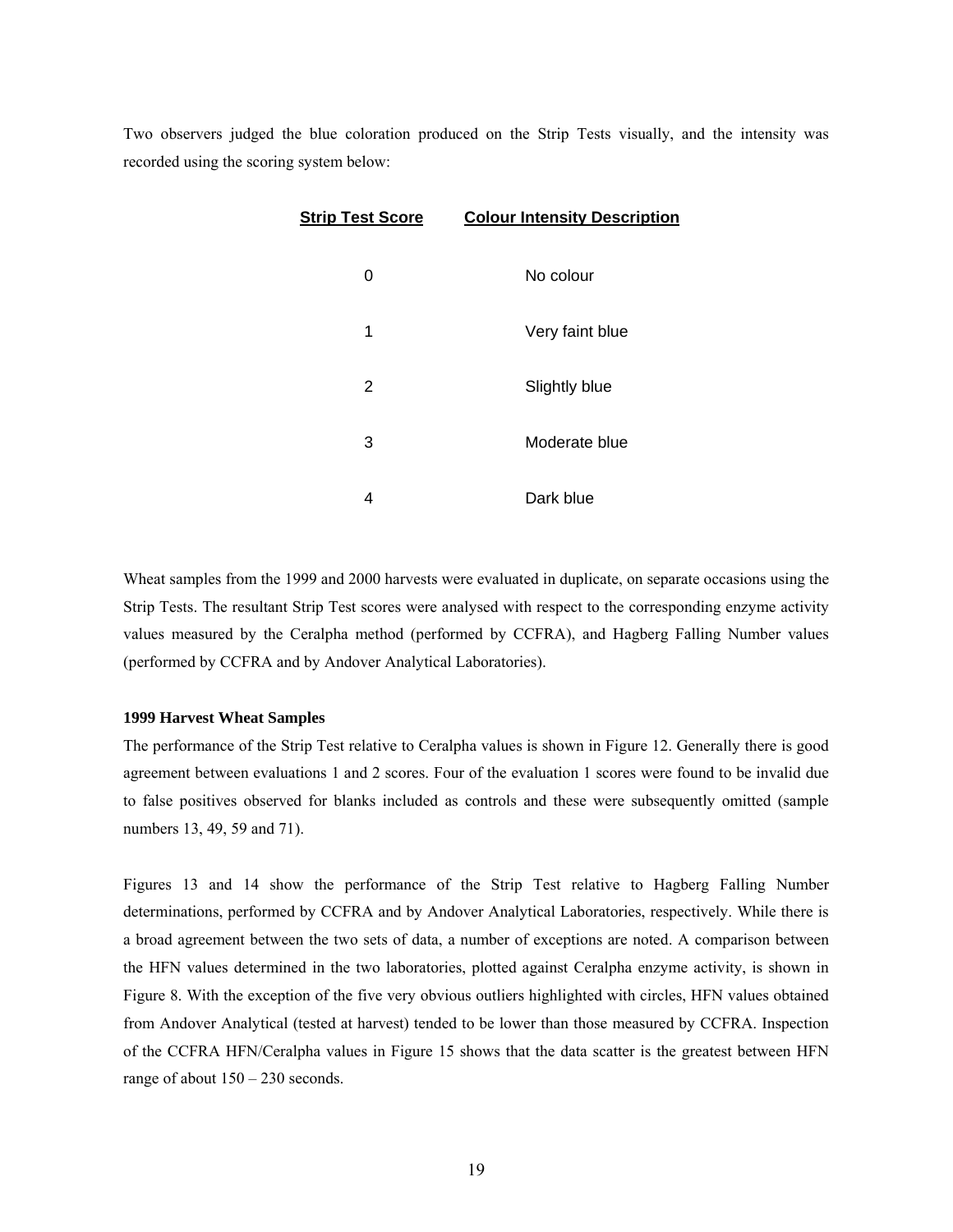Two observers judged the blue coloration produced on the Strip Tests visually, and the intensity was recorded using the scoring system below:

| Strip Test Score | Colour Intensity Description |
|---|---|
| 0 | No colour |
| 1 | Very faint blue |
| 2 | Slightly blue |
| 3 | Moderate blue |
| 4 | Dark blue |

Wheat samples from the 1999 and 2000 harvests were evaluated in duplicate, on separate occasions using the Strip Tests. The resultant Strip Test scores were analysed with respect to the corresponding enzyme activity values measured by the Ceralpha method (performed by CCFRA), and Hagberg Falling Number values (performed by CCFRA and by Andover Analytical Laboratories).

**1999 Harvest Wheat Samples**

The performance of the Strip Test relative to Ceralpha values is shown in Figure 12. Generally there is good agreement between evaluations 1 and 2 scores. Four of the evaluation 1 scores were found to be invalid due to false positives observed for blanks included as controls and these were subsequently omitted (sample numbers 13, 49, 59 and 71).

Figures 13 and 14 show the performance of the Strip Test relative to Hagberg Falling Number determinations, performed by CCFRA and by Andover Analytical Laboratories, respectively. While there is a broad agreement between the two sets of data, a number of exceptions are noted. A comparison between the HFN values determined in the two laboratories, plotted against Ceralpha enzyme activity, is shown in Figure 8. With the exception of the five very obvious outliers highlighted with circles, HFN values obtained from Andover Analytical (tested at harvest) tended to be lower than those measured by CCFRA. Inspection of the CCFRA HFN/Ceralpha values in Figure 15 shows that the data scatter is the greatest between HFN range of about 150 – 230 seconds.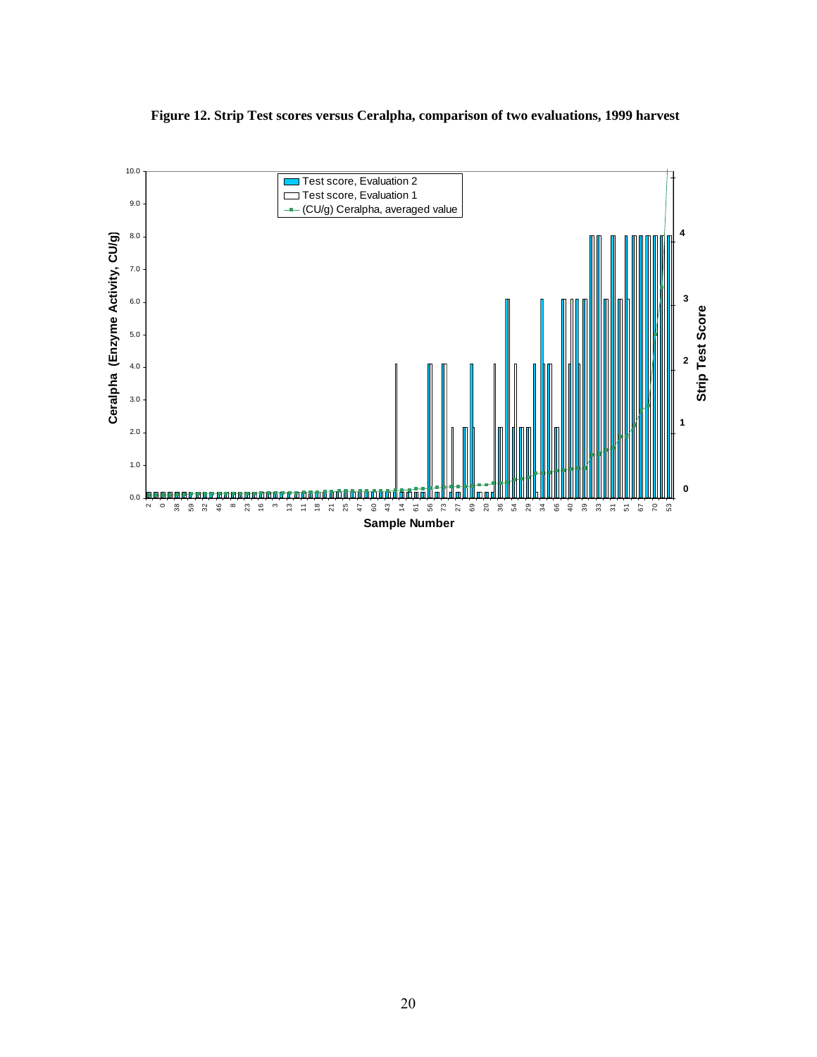**Figure 12. Strip Test scores versus Ceralpha, comparison of two evaluations, 1999 harvest**

Test score, Evaluation 2

Test score, Evaluation 1

(CU/g) Ceralpha, averaged value

Ceralpha (Enzyme Activity, CU/g)

10.0
9.0
8.0
7.0
6.0
5.0
4.0
3.0
2.0
1.0
0.0

Strip Test Score

4
3
2
1
0

2 0 38 59 32 46 8 23 16 3 13 11 18 21 25 47 60 43 14 61 56 73 27 69 20 36 54 29 34 66 40 39 33 31 51 67 70 53

Sample Number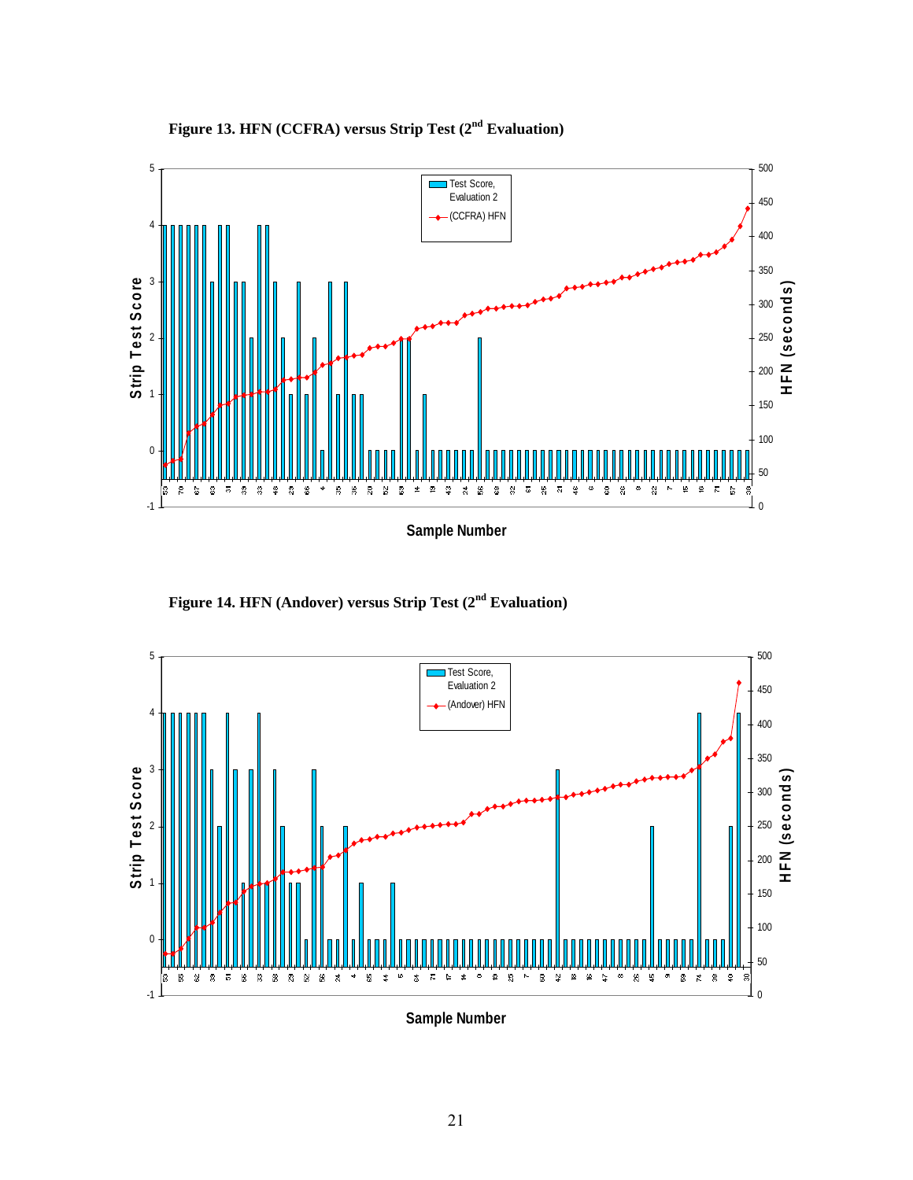**Figure 13. HFN (CCFRA) versus Strip Test (2nd Evaluation)**

Strip Test Score

HFN (seconds)

Test Score, Evaluation 2

(CCFRA) HFN

Sample Number

5
4
3
2
1
0
-1

500
450
400
350
300
250
200
150
100
50
0

53 70 67 63 31 39 33 48 29 66 4 35 36 20 52 69 14 19 43 24 56 68 32 61 25 21 46 6 60 26 8 22 7 15 16 71 57 30

**Figure 14. HFN (Andover) versus Strip Test (2nd Evaluation)**

Strip Test Score

HFN (seconds)

Test Score, Evaluation 2

(Andover) HFN

Sample Number

5
4
3
2
1
0
-1

500
450
400
350
300
250
200
150
100
50
0

53 55 62 39 51 65 33 58 23 52 56 24 4 65 44 5 64 71 17 14 0 19 25 7 60 42 18 16 47 8 26 45 9 69 74 38 40 30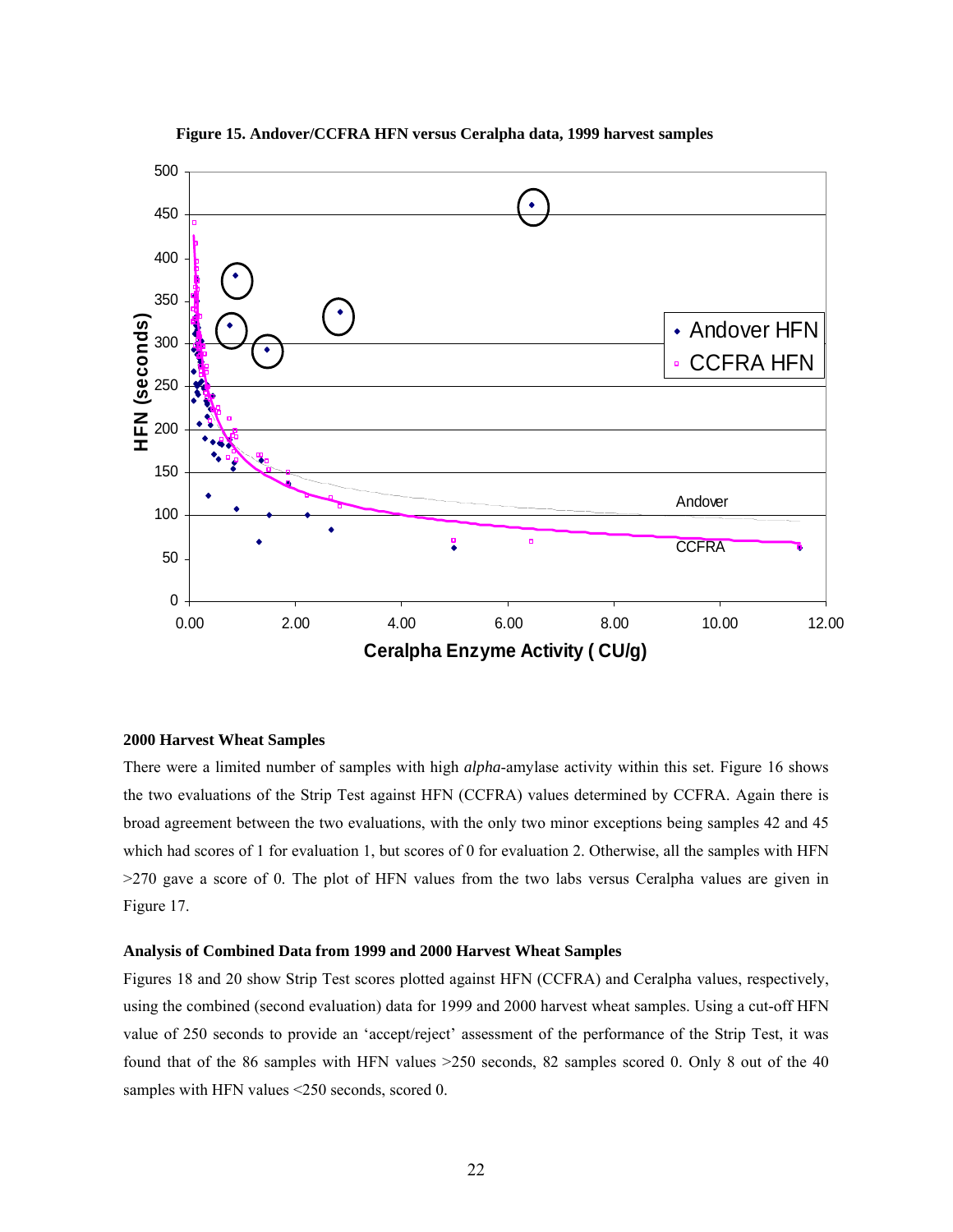**Figure 15. Andover/CCFRA HFN versus Ceralpha data, 1999 harvest samples**

HFN (seconds)

500
450
400
350
300
250
200
150
100
50
0

0.00
2.00
4.00
6.00
8.00
10.00
12.00

Ceralpha Enzyme Activity ( CU/g)

Andover HFN

CCFRA HFN

Andover

CCFRA

**2000 Harvest Wheat Samples**

There were a limited number of samples with high *alpha*-amylase activity within this set. Figure 16 shows the two evaluations of the Strip Test against HFN (CCFRA) values determined by CCFRA. Again there is broad agreement between the two evaluations, with the only two minor exceptions being samples 42 and 45 which had scores of 1 for evaluation 1, but scores of 0 for evaluation 2. Otherwise, all the samples with HFN >270 gave a score of 0. The plot of HFN values from the two labs versus Ceralpha values are given in Figure 17.

**Analysis of Combined Data from 1999 and 2000 Harvest Wheat Samples**

Figures 18 and 20 show Strip Test scores plotted against HFN (CCFRA) and Ceralpha values, respectively, using the combined (second evaluation) data for 1999 and 2000 harvest wheat samples. Using a cut-off HFN value of 250 seconds to provide an 'accept/reject' assessment of the performance of the Strip Test, it was found that of the 86 samples with HFN values >250 seconds, 82 samples scored 0. Only 8 out of the 40 samples with HFN values <250 seconds, scored 0.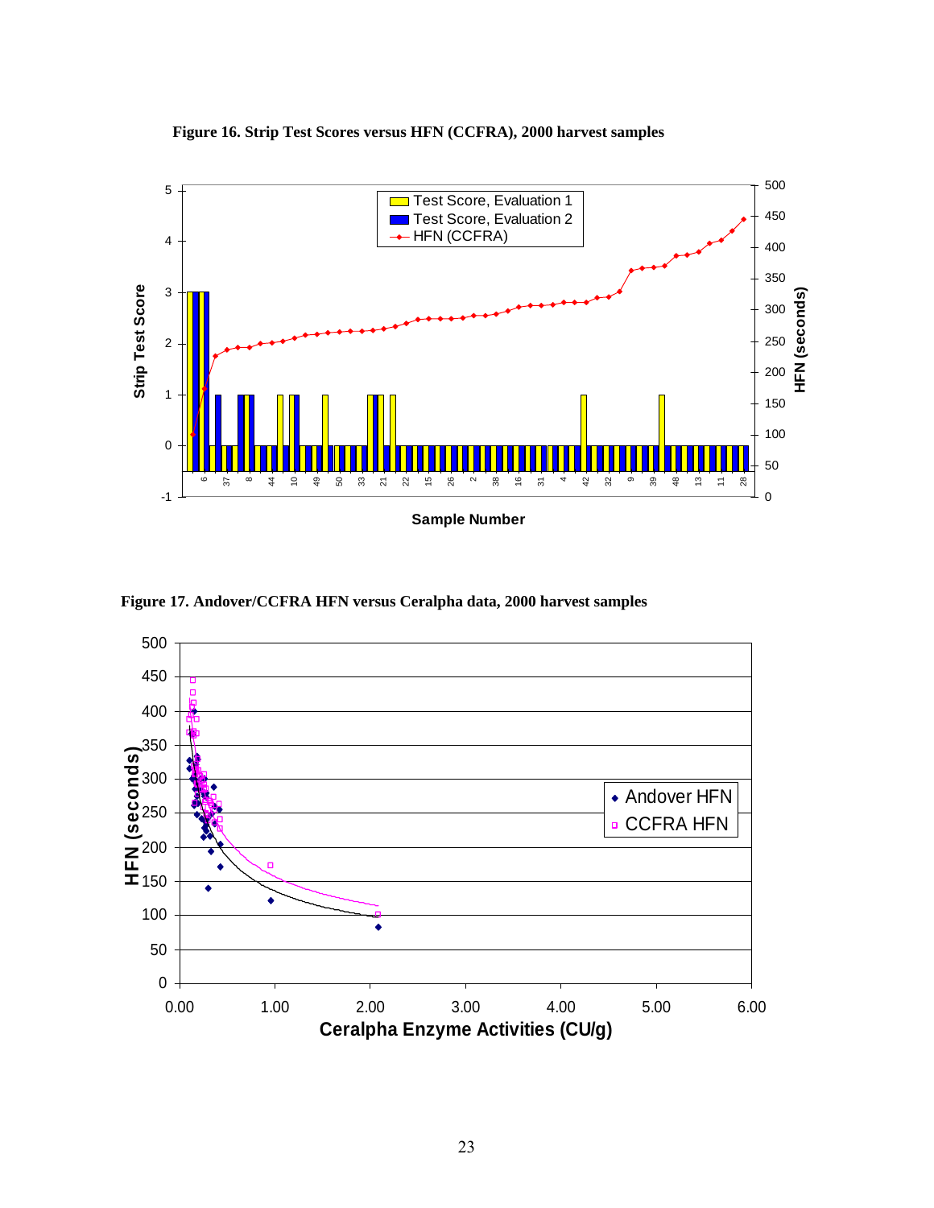**Figure 16. Strip Test Scores versus HFN (CCFRA), 2000 harvest samples**

Strip Test Score

HFN (seconds)

Test Score, Evaluation 1

Test Score, Evaluation 2

HFN (CCFRA)

5
4
3
2
1
0
-1

500
450
400
350
300
250
200
150
100
50
0

6 37 8 44 10 49 50 33 21 22 15 26 2 38 16 31 4 42 32 9 39 48 13 11 28

Sample Number

**Figure 17. Andover/CCFRA HFN versus Ceralpha data, 2000 harvest samples**

HFN (seconds)

500
450
400
350
300
250
200
150
100
50
0

0.00 1.00 2.00 3.00 4.00 5.00 6.00

Ceralpha Enzyme Activities (CU/g)

Andover HFN

CCFRA HFN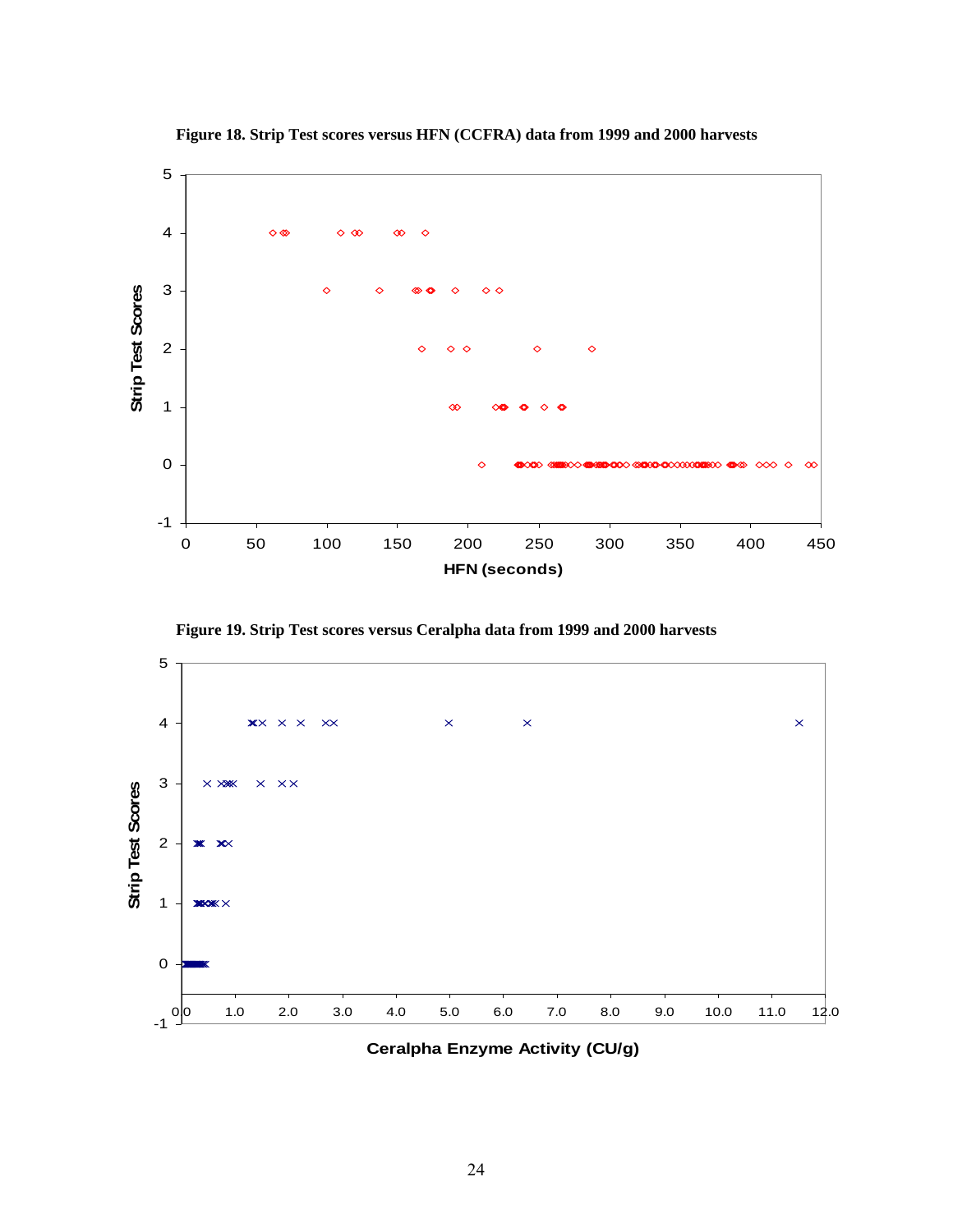**Figure 18. Strip Test scores versus HFN (CCFRA) data from 1999 and 2000 harvests**

Strip Test Scores

5
4
3
2
1
0
-1

0 50 100 150 200 250 300 350 400 450

HFN (seconds)

**Figure 19. Strip Test scores versus Ceralpha data from 1999 and 2000 harvests**

Strip Test Scores

5
4
3
2
1
0
-1

0.0 1.0 2.0 3.0 4.0 5.0 6.0 7.0 8.0 9.0 10.0 11.0 12.0

Ceralpha Enzyme Activity (CU/g)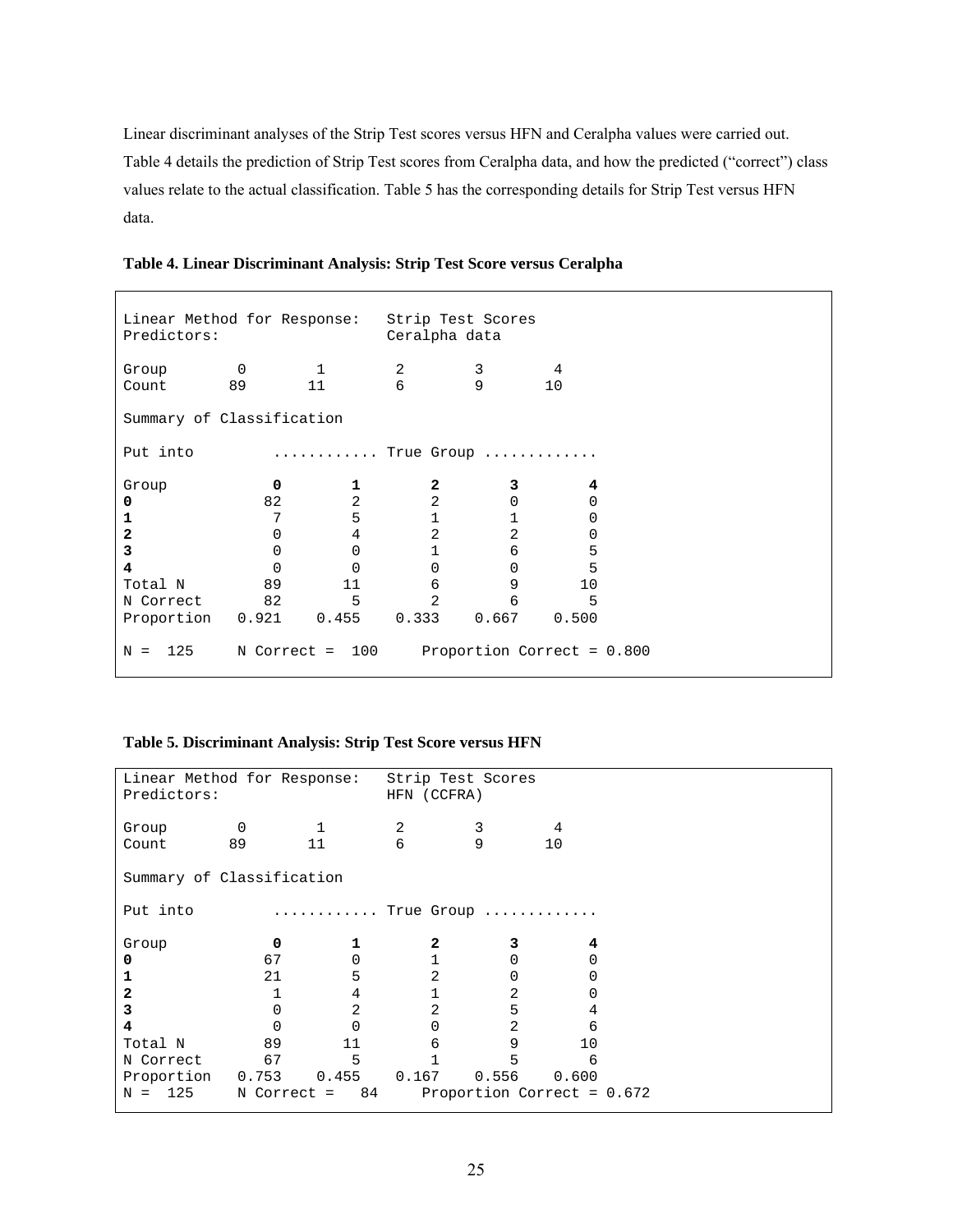Linear discriminant analyses of the Strip Test scores versus HFN and Ceralpha values were carried out. Table 4 details the prediction of Strip Test scores from Ceralpha data, and how the predicted ("correct") class values relate to the actual classification. Table 5 has the corresponding details for Strip Test versus HFN data.

**Table 4. Linear Discriminant Analysis: Strip Test Score versus Ceralpha**

```
Linear Method for Response:   Strip Test Scores
Predictors:                   Ceralpha data

Group        0        1        2        3        4
Count       89       11        6        9       10

Summary of Classification

Put into         ............ True Group .............

Group            0        1        2        3        4
0               82        2        2        0        0
1                7        5        1        1        0
2                0        4        2        2        0
3                0        0        1        6        5
4                0        0        0        0        5
Total N         89       11        6        9       10
N Correct       82        5        2        6        5
Proportion   0.921    0.455    0.333    0.667    0.500

N =  125     N Correct =  100     Proportion Correct = 0.800
```

**Table 5. Discriminant Analysis: Strip Test Score versus HFN**

```
Linear Method for Response:   Strip Test Scores
Predictors:                   HFN (CCFRA)

Group        0        1        2        3        4
Count       89       11        6        9       10

Summary of Classification

Put into         ............ True Group .............

Group            0        1        2        3        4
0               67        0        1        0        0
1               21        5        2        0        0
2                1        4        1        2        0
3                0        2        2        5        4
4                0        0        0        2        6
Total N         89       11        6        9       10
N Correct       67        5        1        5        6
Proportion   0.753    0.455    0.167    0.556    0.600
N =  125     N Correct =   84     Proportion Correct = 0.672
```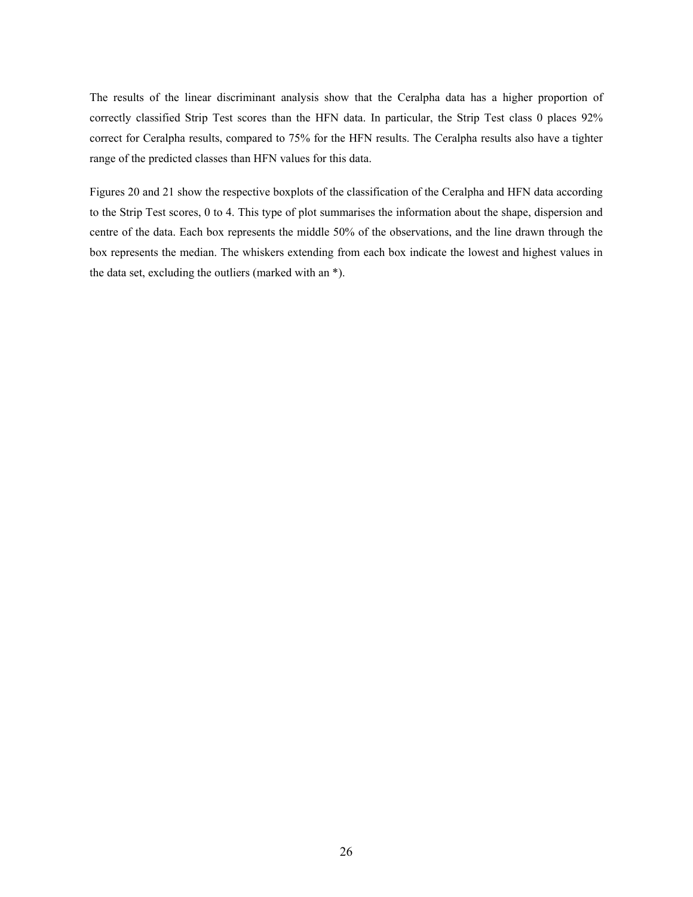The results of the linear discriminant analysis show that the Ceralpha data has a higher proportion of correctly classified Strip Test scores than the HFN data. In particular, the Strip Test class 0 places 92% correct for Ceralpha results, compared to 75% for the HFN results. The Ceralpha results also have a tighter range of the predicted classes than HFN values for this data.

Figures 20 and 21 show the respective boxplots of the classification of the Ceralpha and HFN data according to the Strip Test scores, 0 to 4. This type of plot summarises the information about the shape, dispersion and centre of the data. Each box represents the middle 50% of the observations, and the line drawn through the box represents the median. The whiskers extending from each box indicate the lowest and highest values in the data set, excluding the outliers (marked with an *).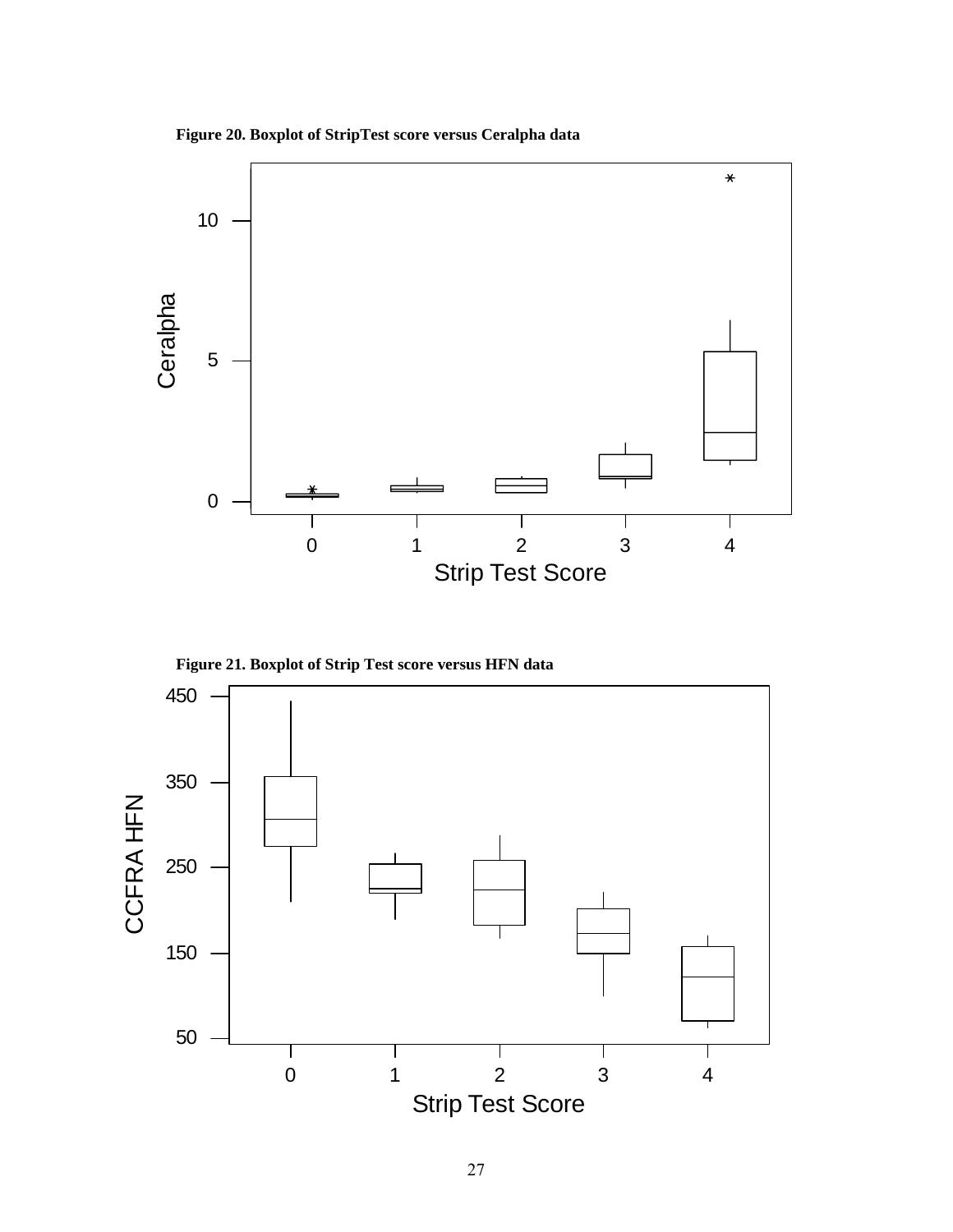**Figure 20. Boxplot of StripTest score versus Ceralpha data**

Ceralpha

10

5

0

0 1 2 3 4

Strip Test Score

**Figure 21. Boxplot of Strip Test score versus HFN data**

CCFRA HFN

450

350

250

150

50

0 1 2 3 4

Strip Test Score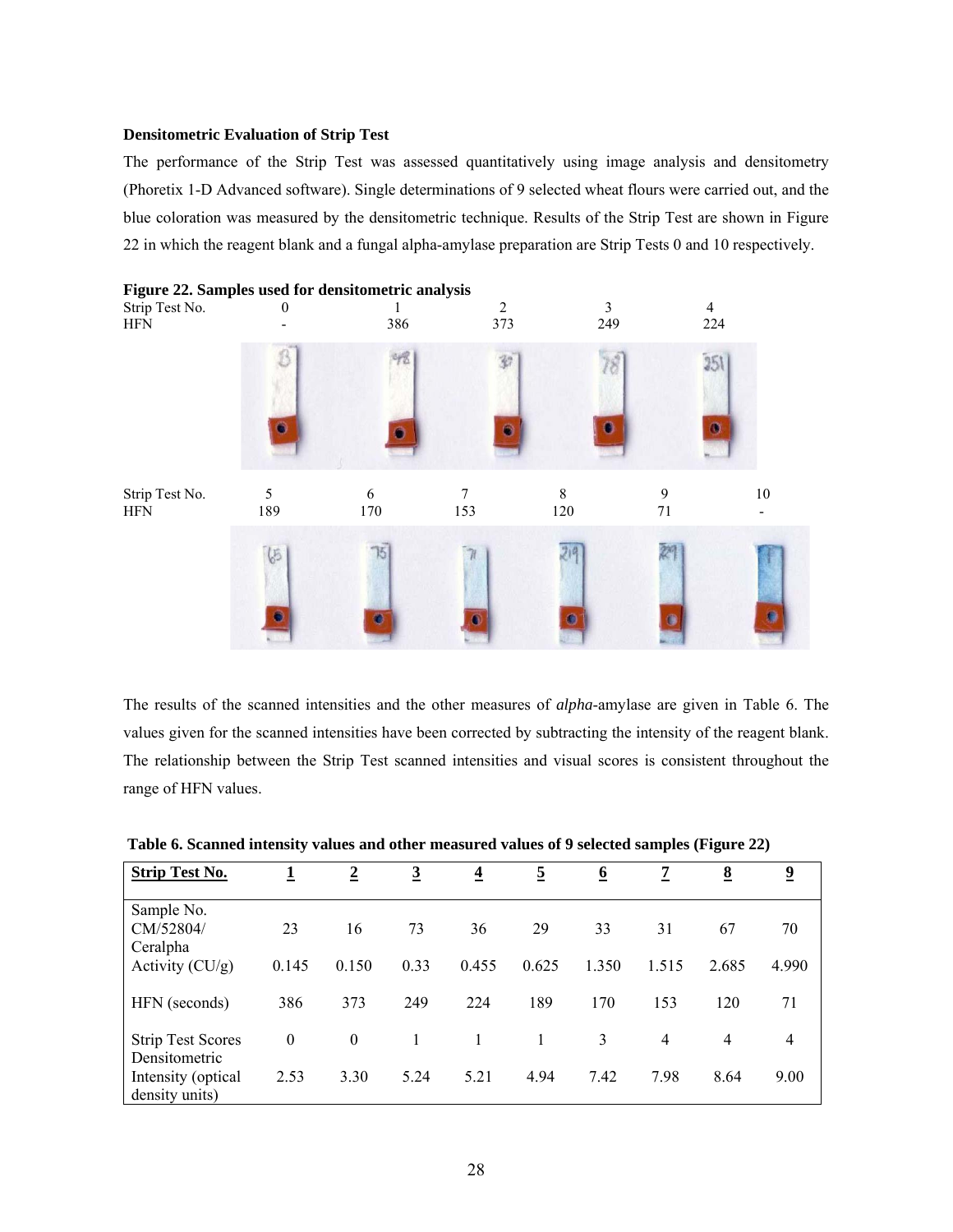**Densitometric Evaluation of Strip Test**

The performance of the Strip Test was assessed quantitatively using image analysis and densitometry (Phoretix 1-D Advanced software). Single determinations of 9 selected wheat flours were carried out, and the blue coloration was measured by the densitometric technique. Results of the Strip Test are shown in Figure 22 in which the reagent blank and a fungal alpha-amylase preparation are Strip Tests 0 and 10 respectively.

**Figure 22. Samples used for densitometric analysis**

Strip Test No. 0 1 2 3 4
HFN - 386 373 249 224

Strip Test No. 5 6 7 8 9 10
HFN 189 170 153 120 71 -

The results of the scanned intensities and the other measures of *alpha*-amylase are given in Table 6. The values given for the scanned intensities have been corrected by subtracting the intensity of the reagent blank. The relationship between the Strip Test scanned intensities and visual scores is consistent throughout the range of HFN values.

**Table 6. Scanned intensity values and other measured values of 9 selected samples (Figure 22)**

| **Strip Test No.** | **1** | **2** | **3** | **4** | **5** | **6** | **7** | **8** | **9** |
|---|---|---|---|---|---|---|---|---|---|
| Sample No. CM/52804/ | 23 | 16 | 73 | 36 | 29 | 33 | 31 | 67 | 70 |
| Ceralpha Activity (CU/g) | 0.145 | 0.150 | 0.33 | 0.455 | 0.625 | 1.350 | 1.515 | 2.685 | 4.990 |
| HFN (seconds) | 386 | 373 | 249 | 224 | 189 | 170 | 153 | 120 | 71 |
| Strip Test Scores | 0 | 0 | 1 | 1 | 1 | 3 | 4 | 4 | 4 |
| Densitometric Intensity (optical density units) | 2.53 | 3.30 | 5.24 | 5.21 | 4.94 | 7.42 | 7.98 | 8.64 | 9.00 |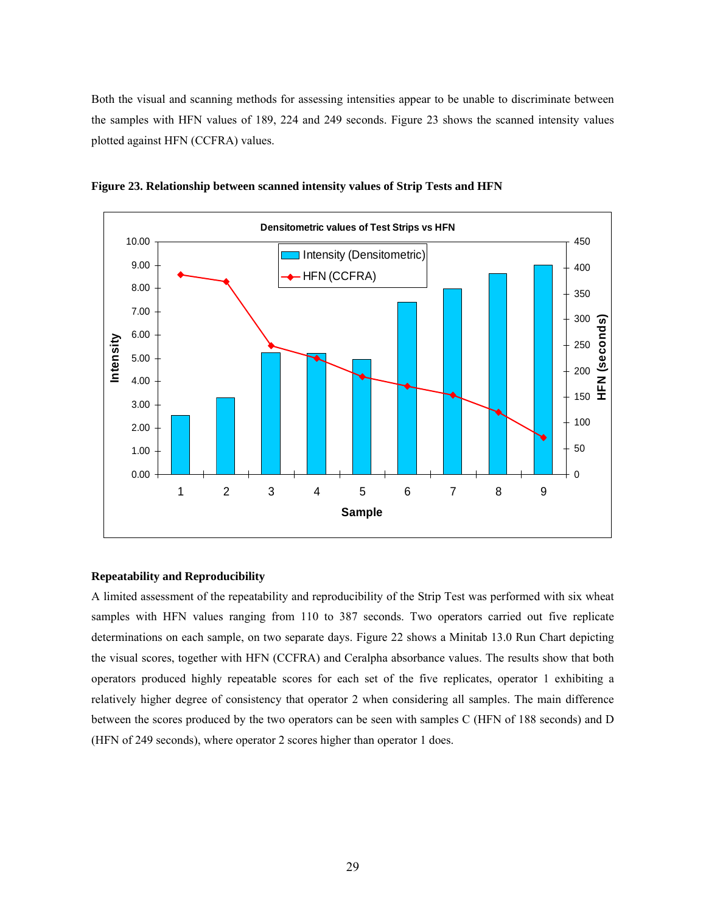Both the visual and scanning methods for assessing intensities appear to be unable to discriminate between the samples with HFN values of 189, 224 and 249 seconds. Figure 23 shows the scanned intensity values plotted against HFN (CCFRA) values.

**Figure 23. Relationship between scanned intensity values of Strip Tests and HFN**

Densitometric values of Test Strips vs HFN

Intensity

10.00
9.00
8.00
7.00
6.00
5.00
4.00
3.00
2.00
1.00
0.00

HFN (seconds)

450
400
350
300
250
200
150
100
50
0

Intensity (Densitometric)

HFN (CCFRA)

1 2 3 4 5 6 7 8 9

Sample

**Repeatability and Reproducibility**

A limited assessment of the repeatability and reproducibility of the Strip Test was performed with six wheat samples with HFN values ranging from 110 to 387 seconds. Two operators carried out five replicate determinations on each sample, on two separate days. Figure 22 shows a Minitab 13.0 Run Chart depicting the visual scores, together with HFN (CCFRA) and Ceralpha absorbance values. The results show that both operators produced highly repeatable scores for each set of the five replicates, operator 1 exhibiting a relatively higher degree of consistency that operator 2 when considering all samples. The main difference between the scores produced by the two operators can be seen with samples C (HFN of 188 seconds) and D (HFN of 249 seconds), where operator 2 scores higher than operator 1 does.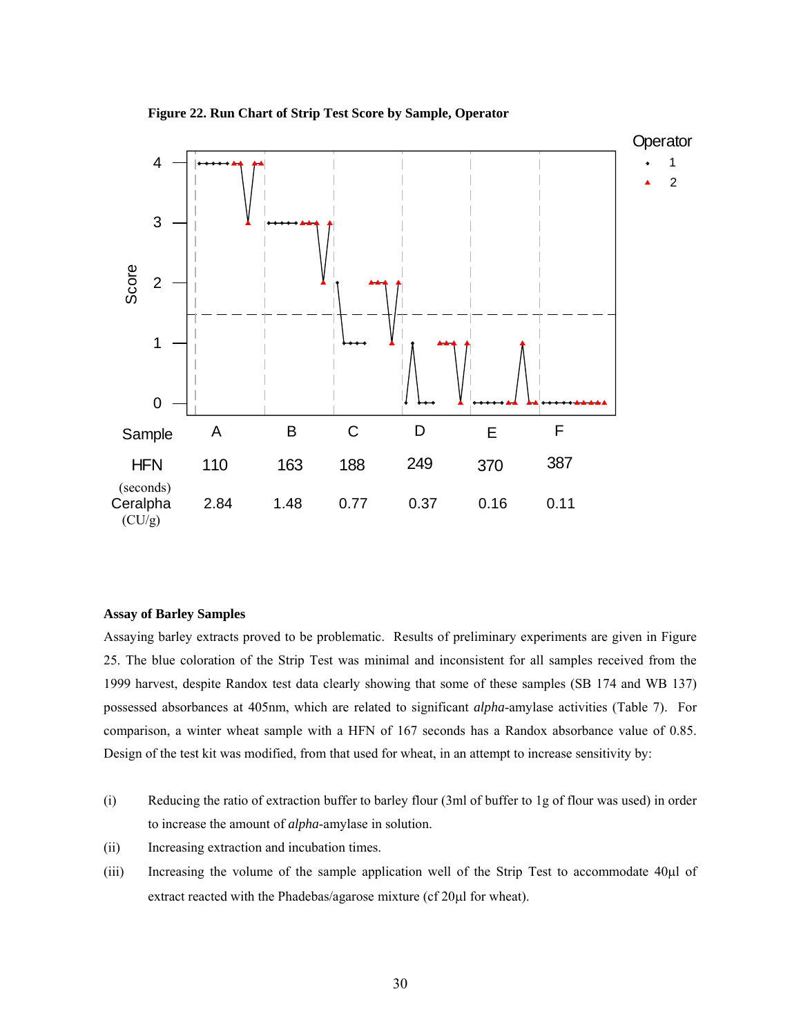**Figure 22. Run Chart of Strip Test Score by Sample, Operator**

Operator
1
2

Score
4
3
2
1
0

Sample A B C D E F

HFN (seconds) 110 163 188 249 370 387

Ceralpha (CU/g) 2.84 1.48 0.77 0.37 0.16 0.11

**Assay of Barley Samples**

Assaying barley extracts proved to be problematic. Results of preliminary experiments are given in Figure 25. The blue coloration of the Strip Test was minimal and inconsistent for all samples received from the 1999 harvest, despite Randox test data clearly showing that some of these samples (SB 174 and WB 137) possessed absorbances at 405nm, which are related to significant *alpha*-amylase activities (Table 7). For comparison, a winter wheat sample with a HFN of 167 seconds has a Randox absorbance value of 0.85. Design of the test kit was modified, from that used for wheat, in an attempt to increase sensitivity by:

(i) Reducing the ratio of extraction buffer to barley flour (3ml of buffer to 1g of flour was used) in order to increase the amount of *alpha*-amylase in solution.

(ii) Increasing extraction and incubation times.

(iii) Increasing the volume of the sample application well of the Strip Test to accommodate 40μl of extract reacted with the Phadebas/agarose mixture (cf 20μl for wheat).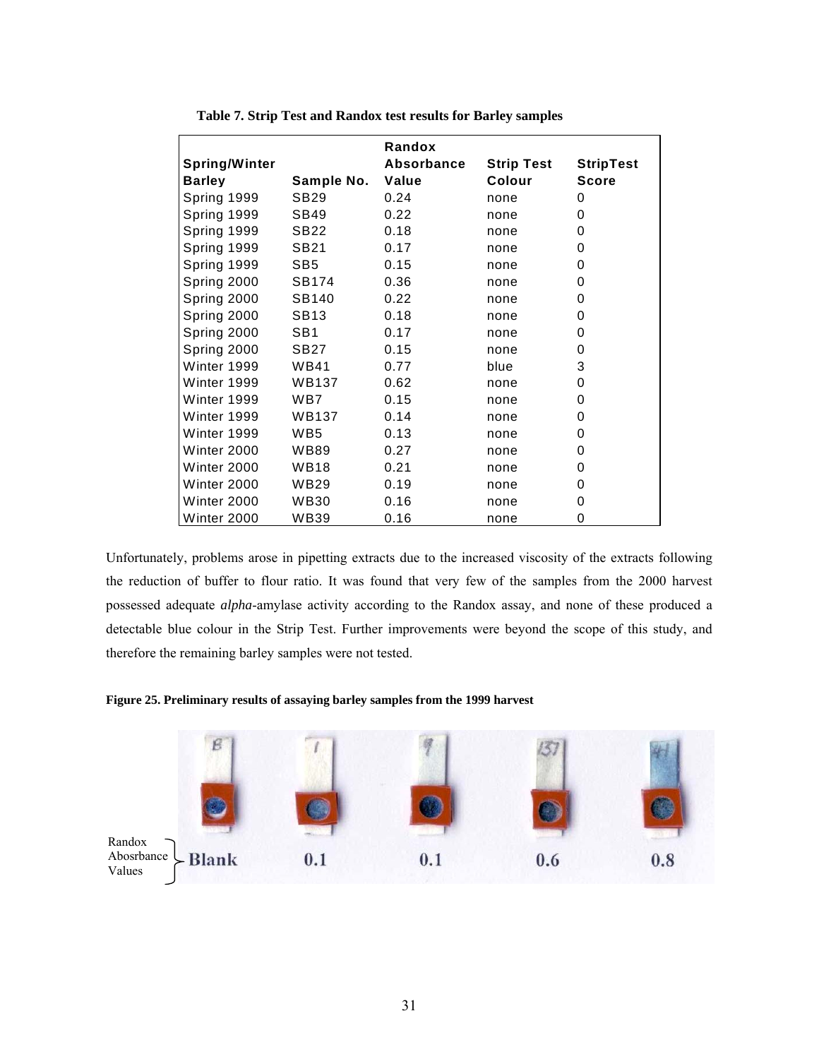**Table 7. Strip Test and Randox test results for Barley samples**

| Spring/Winter Barley | Sample No. | Randox Absorbance Value | Strip Test Colour | StripTest Score |
|---|---|---|---|---|
| Spring 1999 | SB29 | 0.24 | none | 0 |
| Spring 1999 | SB49 | 0.22 | none | 0 |
| Spring 1999 | SB22 | 0.18 | none | 0 |
| Spring 1999 | SB21 | 0.17 | none | 0 |
| Spring 1999 | SB5 | 0.15 | none | 0 |
| Spring 2000 | SB174 | 0.36 | none | 0 |
| Spring 2000 | SB140 | 0.22 | none | 0 |
| Spring 2000 | SB13 | 0.18 | none | 0 |
| Spring 2000 | SB1 | 0.17 | none | 0 |
| Spring 2000 | SB27 | 0.15 | none | 0 |
| Winter 1999 | WB41 | 0.77 | blue | 3 |
| Winter 1999 | WB137 | 0.62 | none | 0 |
| Winter 1999 | WB7 | 0.15 | none | 0 |
| Winter 1999 | WB137 | 0.14 | none | 0 |
| Winter 1999 | WB5 | 0.13 | none | 0 |
| Winter 2000 | WB89 | 0.27 | none | 0 |
| Winter 2000 | WB18 | 0.21 | none | 0 |
| Winter 2000 | WB29 | 0.19 | none | 0 |
| Winter 2000 | WB30 | 0.16 | none | 0 |
| Winter 2000 | WB39 | 0.16 | none | 0 |

Unfortunately, problems arose in pipetting extracts due to the increased viscosity of the extracts following the reduction of buffer to flour ratio. It was found that very few of the samples from the 2000 harvest possessed adequate *alpha*-amylase activity according to the Randox assay, and none of these produced a detectable blue colour in the Strip Test. Further improvements were beyond the scope of this study, and therefore the remaining barley samples were not tested.

**Figure 25. Preliminary results of assaying barley samples from the 1999 harvest**

Randox Abosrbance Values: Blank, 0.1, 0.1, 0.6, 0.8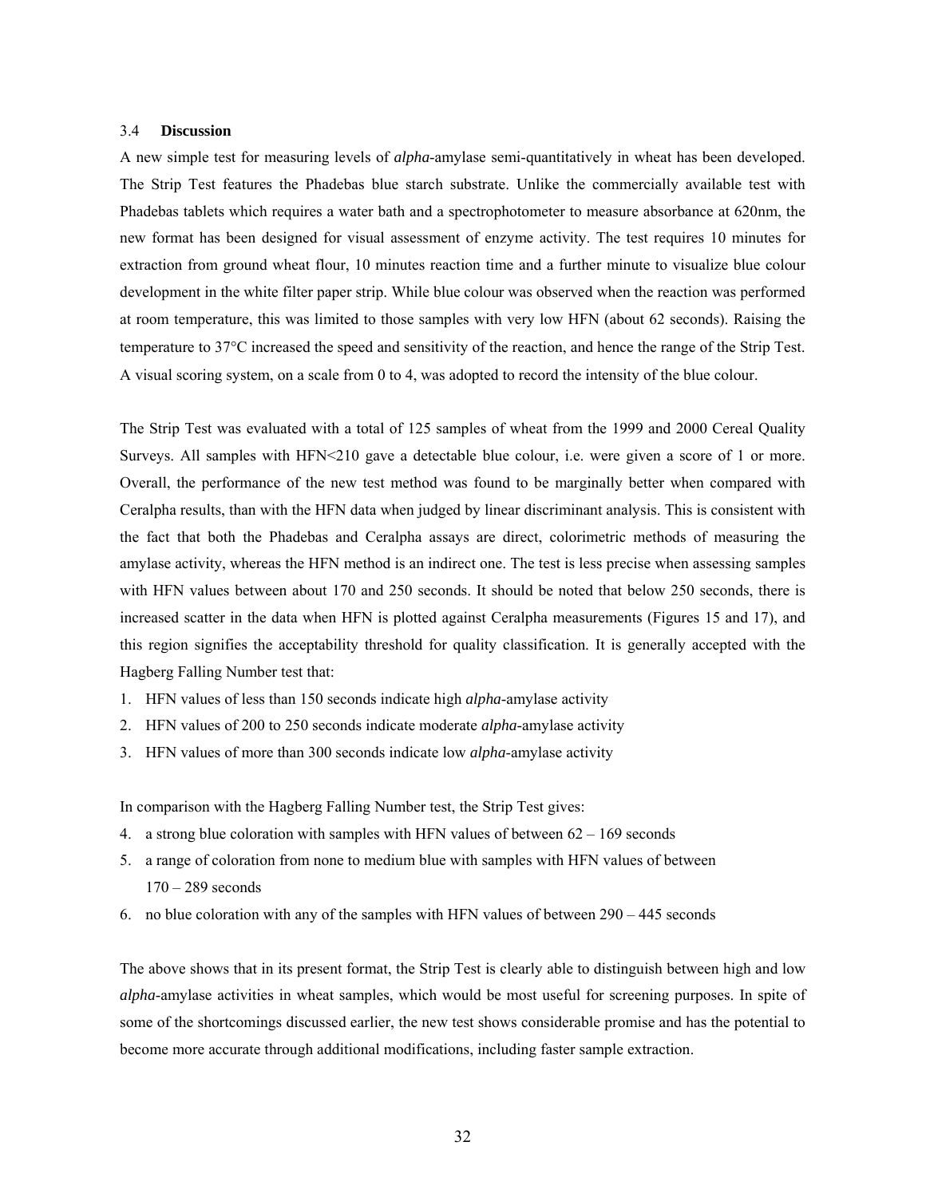### 3.4 **Discussion**

A new simple test for measuring levels of *alpha*-amylase semi-quantitatively in wheat has been developed. The Strip Test features the Phadebas blue starch substrate. Unlike the commercially available test with Phadebas tablets which requires a water bath and a spectrophotometer to measure absorbance at 620nm, the new format has been designed for visual assessment of enzyme activity. The test requires 10 minutes for extraction from ground wheat flour, 10 minutes reaction time and a further minute to visualize blue colour development in the white filter paper strip. While blue colour was observed when the reaction was performed at room temperature, this was limited to those samples with very low HFN (about 62 seconds). Raising the temperature to 37°C increased the speed and sensitivity of the reaction, and hence the range of the Strip Test. A visual scoring system, on a scale from 0 to 4, was adopted to record the intensity of the blue colour.

The Strip Test was evaluated with a total of 125 samples of wheat from the 1999 and 2000 Cereal Quality Surveys. All samples with HFN<210 gave a detectable blue colour, i.e. were given a score of 1 or more. Overall, the performance of the new test method was found to be marginally better when compared with Ceralpha results, than with the HFN data when judged by linear discriminant analysis. This is consistent with the fact that both the Phadebas and Ceralpha assays are direct, colorimetric methods of measuring the amylase activity, whereas the HFN method is an indirect one. The test is less precise when assessing samples with HFN values between about 170 and 250 seconds. It should be noted that below 250 seconds, there is increased scatter in the data when HFN is plotted against Ceralpha measurements (Figures 15 and 17), and this region signifies the acceptability threshold for quality classification. It is generally accepted with the Hagberg Falling Number test that:

1. HFN values of less than 150 seconds indicate high *alpha*-amylase activity
2. HFN values of 200 to 250 seconds indicate moderate *alpha*-amylase activity
3. HFN values of more than 300 seconds indicate low *alpha*-amylase activity

In comparison with the Hagberg Falling Number test, the Strip Test gives:

4. a strong blue coloration with samples with HFN values of between 62 – 169 seconds
5. a range of coloration from none to medium blue with samples with HFN values of between 170 – 289 seconds
6. no blue coloration with any of the samples with HFN values of between 290 – 445 seconds

The above shows that in its present format, the Strip Test is clearly able to distinguish between high and low *alpha*-amylase activities in wheat samples, which would be most useful for screening purposes. In spite of some of the shortcomings discussed earlier, the new test shows considerable promise and has the potential to become more accurate through additional modifications, including faster sample extraction.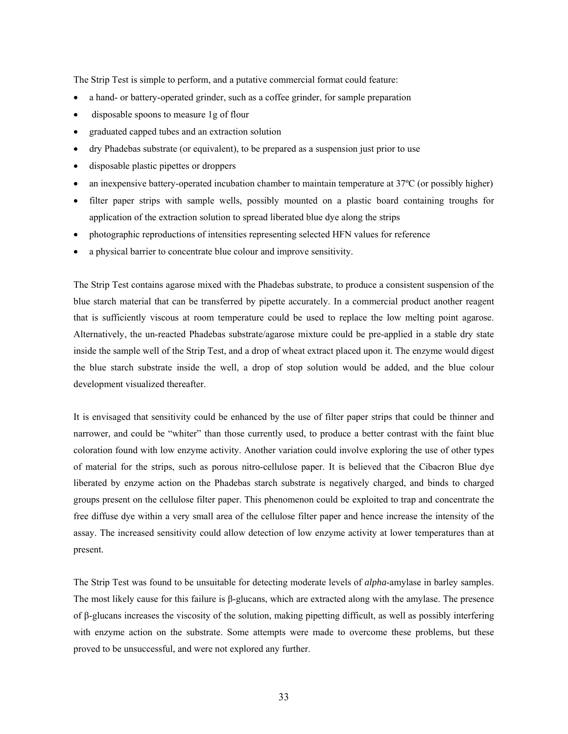The Strip Test is simple to perform, and a putative commercial format could feature:

- a hand- or battery-operated grinder, such as a coffee grinder, for sample preparation
- disposable spoons to measure 1g of flour
- graduated capped tubes and an extraction solution
- dry Phadebas substrate (or equivalent), to be prepared as a suspension just prior to use
- disposable plastic pipettes or droppers
- an inexpensive battery-operated incubation chamber to maintain temperature at 37ºC (or possibly higher)
- filter paper strips with sample wells, possibly mounted on a plastic board containing troughs for application of the extraction solution to spread liberated blue dye along the strips
- photographic reproductions of intensities representing selected HFN values for reference
- a physical barrier to concentrate blue colour and improve sensitivity.

The Strip Test contains agarose mixed with the Phadebas substrate, to produce a consistent suspension of the blue starch material that can be transferred by pipette accurately. In a commercial product another reagent that is sufficiently viscous at room temperature could be used to replace the low melting point agarose. Alternatively, the un-reacted Phadebas substrate/agarose mixture could be pre-applied in a stable dry state inside the sample well of the Strip Test, and a drop of wheat extract placed upon it. The enzyme would digest the blue starch substrate inside the well, a drop of stop solution would be added, and the blue colour development visualized thereafter.

It is envisaged that sensitivity could be enhanced by the use of filter paper strips that could be thinner and narrower, and could be "whiter" than those currently used, to produce a better contrast with the faint blue coloration found with low enzyme activity. Another variation could involve exploring the use of other types of material for the strips, such as porous nitro-cellulose paper. It is believed that the Cibacron Blue dye liberated by enzyme action on the Phadebas starch substrate is negatively charged, and binds to charged groups present on the cellulose filter paper. This phenomenon could be exploited to trap and concentrate the free diffuse dye within a very small area of the cellulose filter paper and hence increase the intensity of the assay. The increased sensitivity could allow detection of low enzyme activity at lower temperatures than at present.

The Strip Test was found to be unsuitable for detecting moderate levels of *alpha*-amylase in barley samples. The most likely cause for this failure is β-glucans, which are extracted along with the amylase. The presence of β-glucans increases the viscosity of the solution, making pipetting difficult, as well as possibly interfering with enzyme action on the substrate. Some attempts were made to overcome these problems, but these proved to be unsuccessful, and were not explored any further.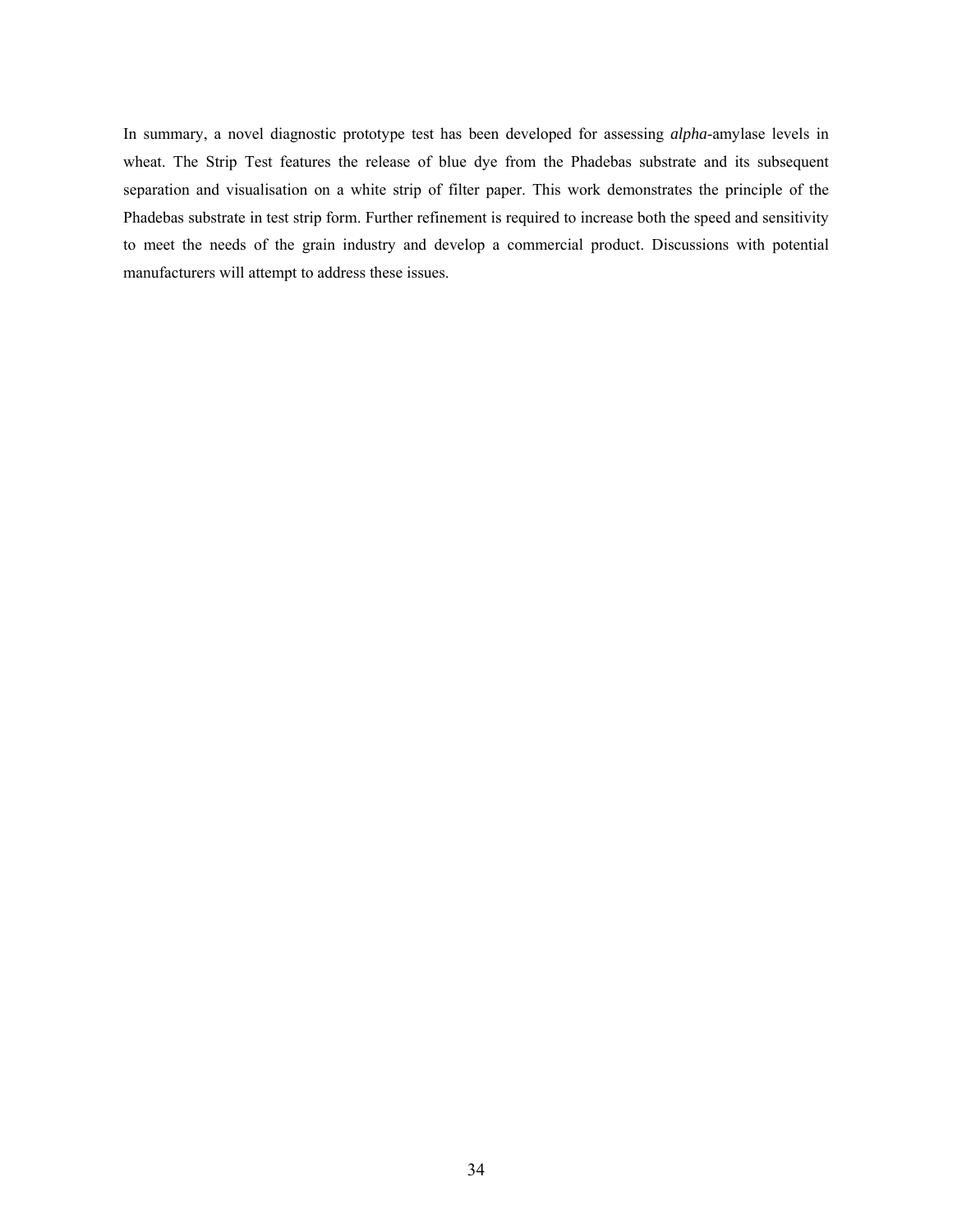In summary, a novel diagnostic prototype test has been developed for assessing *alpha*-amylase levels in wheat. The Strip Test features the release of blue dye from the Phadebas substrate and its subsequent separation and visualisation on a white strip of filter paper. This work demonstrates the principle of the Phadebas substrate in test strip form. Further refinement is required to increase both the speed and sensitivity to meet the needs of the grain industry and develop a commercial product. Discussions with potential manufacturers will attempt to address these issues.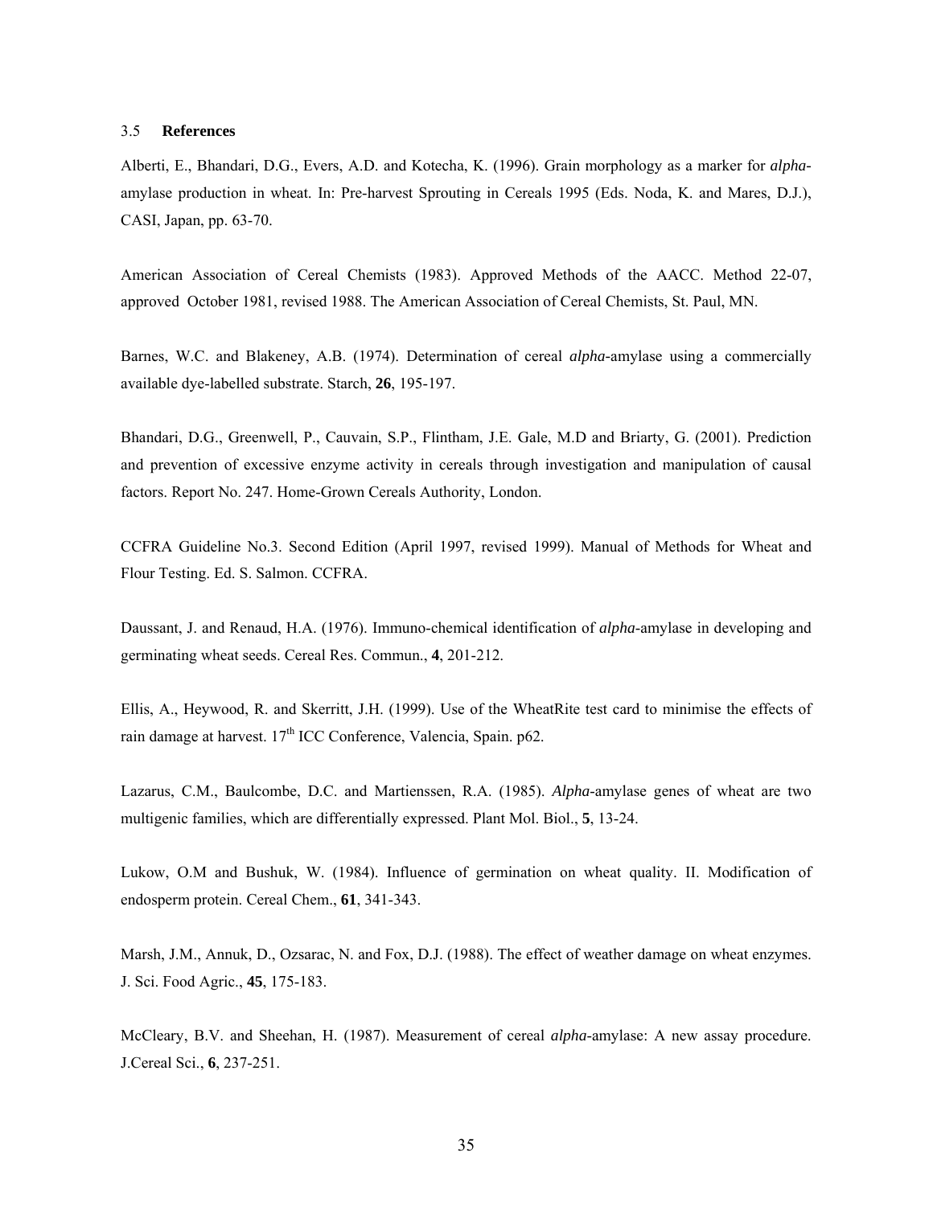### 3.5 **References**

Alberti, E., Bhandari, D.G., Evers, A.D. and Kotecha, K. (1996). Grain morphology as a marker for *alpha*-amylase production in wheat. In: Pre-harvest Sprouting in Cereals 1995 (Eds. Noda, K. and Mares, D.J.), CASI, Japan, pp. 63-70.

American Association of Cereal Chemists (1983). Approved Methods of the AACC. Method 22-07, approved October 1981, revised 1988. The American Association of Cereal Chemists, St. Paul, MN.

Barnes, W.C. and Blakeney, A.B. (1974). Determination of cereal *alpha*-amylase using a commercially available dye-labelled substrate. Starch, **26**, 195-197.

Bhandari, D.G., Greenwell, P., Cauvain, S.P., Flintham, J.E. Gale, M.D and Briarty, G. (2001). Prediction and prevention of excessive enzyme activity in cereals through investigation and manipulation of causal factors. Report No. 247. Home-Grown Cereals Authority, London.

CCFRA Guideline No.3. Second Edition (April 1997, revised 1999). Manual of Methods for Wheat and Flour Testing. Ed. S. Salmon. CCFRA.

Daussant, J. and Renaud, H.A. (1976). Immuno-chemical identification of *alpha*-amylase in developing and germinating wheat seeds. Cereal Res. Commun., **4**, 201-212.

Ellis, A., Heywood, R. and Skerritt, J.H. (1999). Use of the WheatRite test card to minimise the effects of rain damage at harvest. 17th ICC Conference, Valencia, Spain. p62.

Lazarus, C.M., Baulcombe, D.C. and Martienssen, R.A. (1985). *Alpha*-amylase genes of wheat are two multigenic families, which are differentially expressed. Plant Mol. Biol., **5**, 13-24.

Lukow, O.M and Bushuk, W. (1984). Influence of germination on wheat quality. II. Modification of endosperm protein. Cereal Chem., **61**, 341-343.

Marsh, J.M., Annuk, D., Ozsarac, N. and Fox, D.J. (1988). The effect of weather damage on wheat enzymes. J. Sci. Food Agric., **45**, 175-183.

McCleary, B.V. and Sheehan, H. (1987). Measurement of cereal *alpha*-amylase: A new assay procedure. J.Cereal Sci., **6**, 237-251.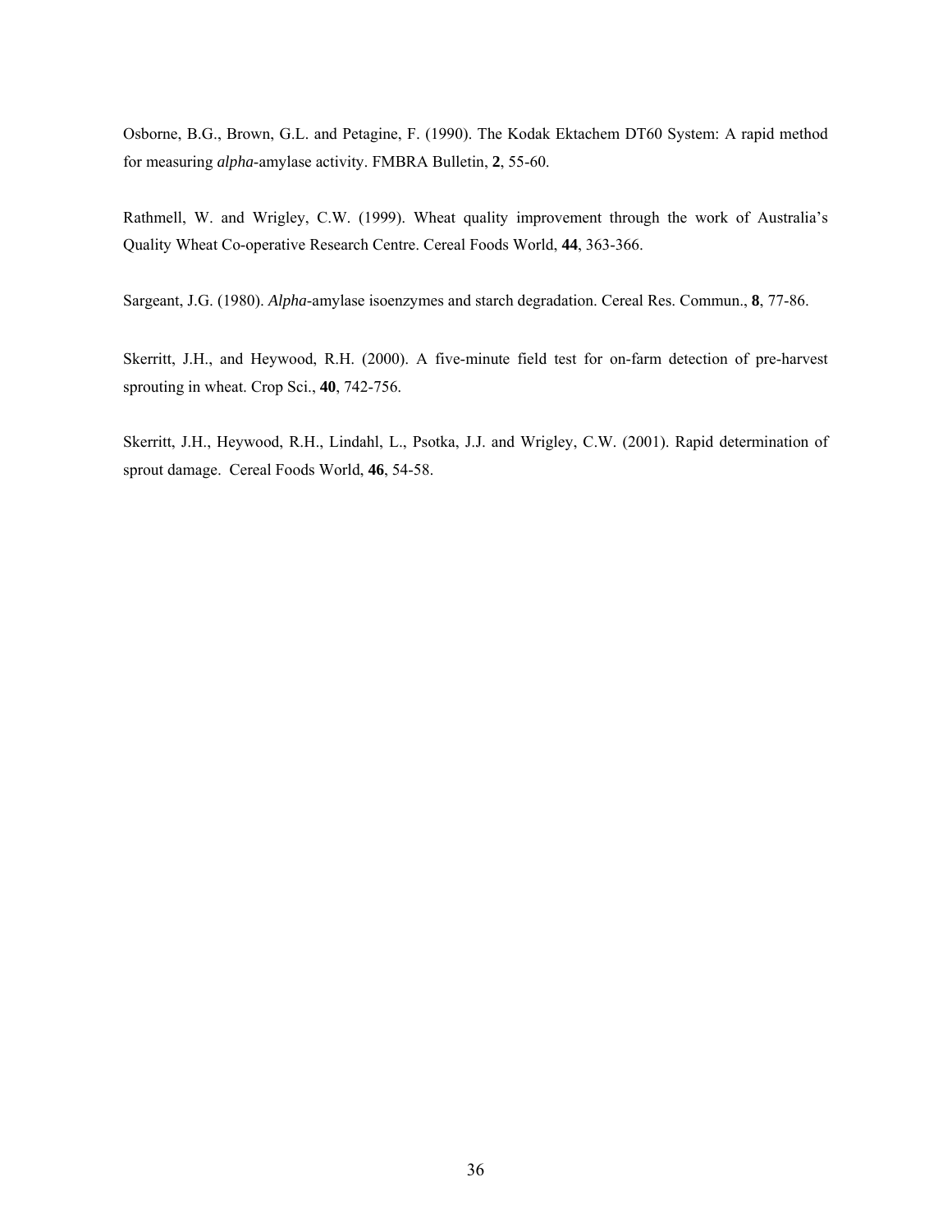Osborne, B.G., Brown, G.L. and Petagine, F. (1990). The Kodak Ektachem DT60 System: A rapid method for measuring *alpha*-amylase activity. FMBRA Bulletin, **2**, 55-60.

Rathmell, W. and Wrigley, C.W. (1999). Wheat quality improvement through the work of Australia's Quality Wheat Co-operative Research Centre. Cereal Foods World, **44**, 363-366.

Sargeant, J.G. (1980). *Alpha*-amylase isoenzymes and starch degradation. Cereal Res. Commun., **8**, 77-86.

Skerritt, J.H., and Heywood, R.H. (2000). A five-minute field test for on-farm detection of pre-harvest sprouting in wheat. Crop Sci., **40**, 742-756.

Skerritt, J.H., Heywood, R.H., Lindahl, L., Psotka, J.J. and Wrigley, C.W. (2001). Rapid determination of sprout damage. Cereal Foods World, **46**, 54-58.